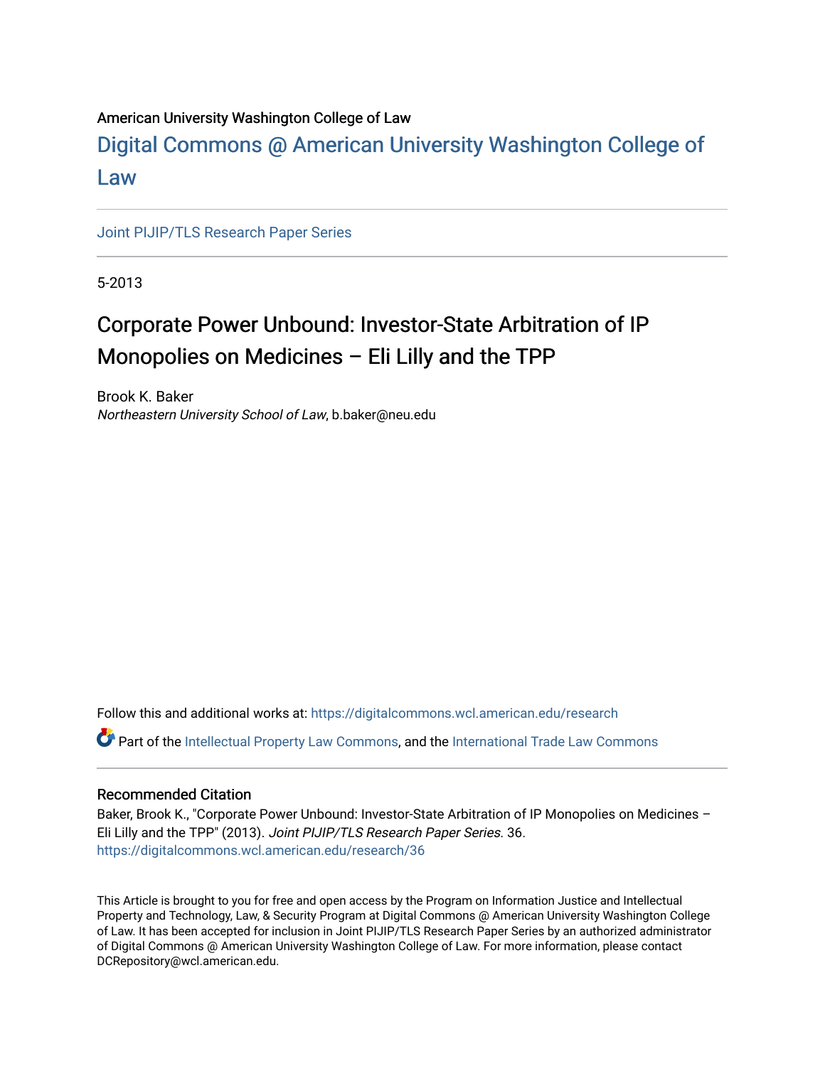American University Washington College of Law

# Digital Commons @ American University Washington College of Law

Joint PIJIP/TLS Research Paper Series

5-2013

## Corporate Power Unbound: Investor-State Arbitration of IP Monopolies on Medicines – Eli Lilly and the TPP

Brook K. Baker
*Northeastern University School of Law*, b.baker@neu.edu

Follow this and additional works at: https://digitalcommons.wcl.american.edu/research

Part of the Intellectual Property Law Commons, and the International Trade Law Commons

### Recommended Citation

Baker, Brook K., "Corporate Power Unbound: Investor-State Arbitration of IP Monopolies on Medicines – Eli Lilly and the TPP" (2013). *Joint PIJIP/TLS Research Paper Series*. 36.
https://digitalcommons.wcl.american.edu/research/36

This Article is brought to you for free and open access by the Program on Information Justice and Intellectual Property and Technology, Law, & Security Program at Digital Commons @ American University Washington College of Law. It has been accepted for inclusion in Joint PIJIP/TLS Research Paper Series by an authorized administrator of Digital Commons @ American University Washington College of Law. For more information, please contact DCRepository@wcl.american.edu.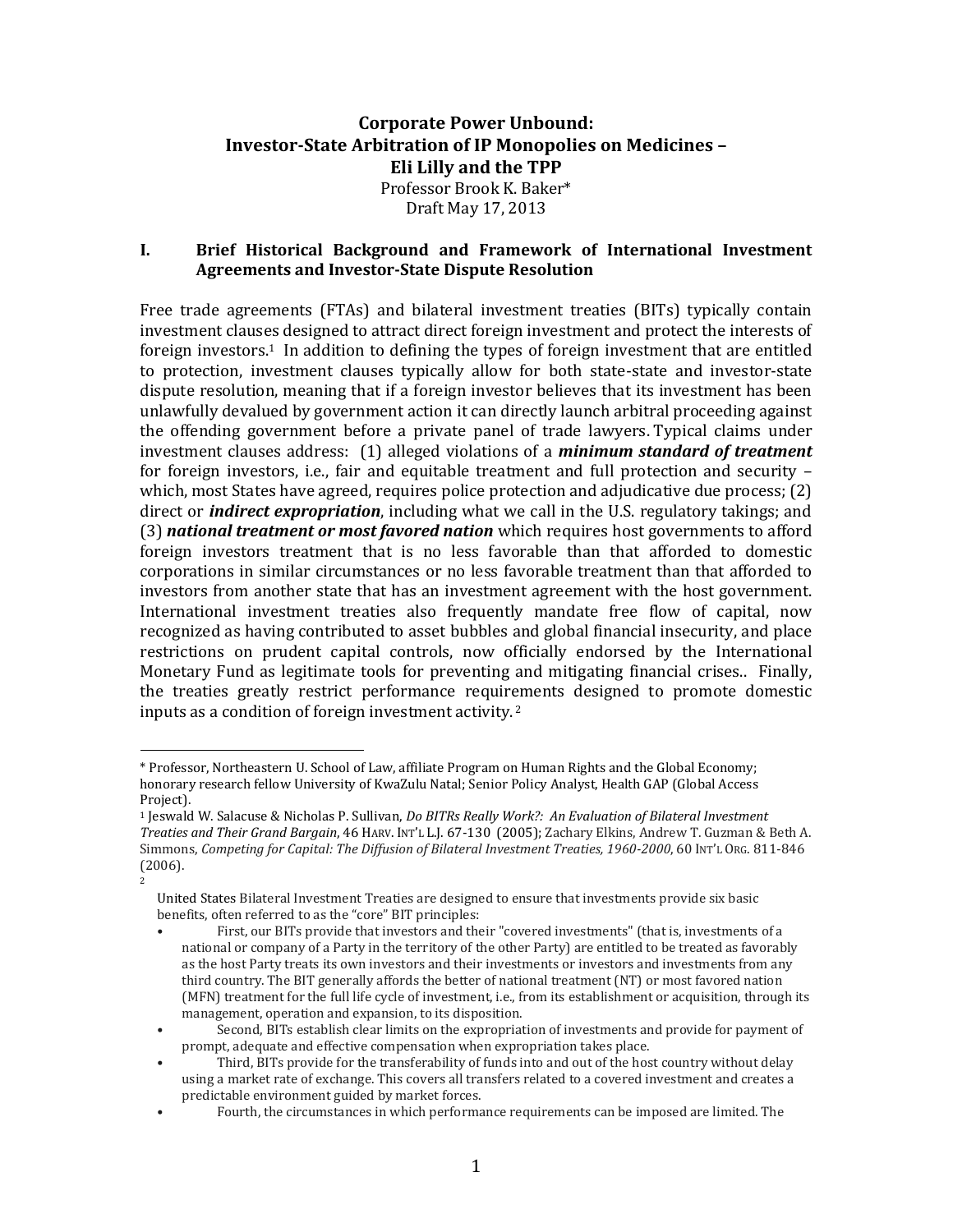# Corporate Power Unbound: Investor-State Arbitration of IP Monopolies on Medicines – Eli Lilly and the TPP

Professor Brook K. Baker*

Draft May 17, 2013

## I. Brief Historical Background and Framework of International Investment Agreements and Investor-State Dispute Resolution

Free trade agreements (FTAs) and bilateral investment treaties (BITs) typically contain investment clauses designed to attract direct foreign investment and protect the interests of foreign investors.[1] In addition to defining the types of foreign investment that are entitled to protection, investment clauses typically allow for both state-state and investor-state dispute resolution, meaning that if a foreign investor believes that its investment has been unlawfully devalued by government action it can directly launch arbitral proceeding against the offending government before a private panel of trade lawyers. Typical claims under investment clauses address: (1) alleged violations of a ***minimum standard of treatment*** for foreign investors, i.e., fair and equitable treatment and full protection and security – which, most States have agreed, requires police protection and adjudicative due process; (2) direct or ***indirect expropriation***, including what we call in the U.S. regulatory takings; and (3) ***national treatment or most favored nation*** which requires host governments to afford foreign investors treatment that is no less favorable than that afforded to domestic corporations in similar circumstances or no less favorable treatment than that afforded to investors from another state that has an investment agreement with the host government. International investment treaties also frequently mandate free flow of capital, now recognized as having contributed to asset bubbles and global financial insecurity, and place restrictions on prudent capital controls, now officially endorsed by the International Monetary Fund as legitimate tools for preventing and mitigating financial crises.. Finally, the treaties greatly restrict performance requirements designed to promote domestic inputs as a condition of foreign investment activity.[2]

---

\* Professor, Northeastern U. School of Law, affiliate Program on Human Rights and the Global Economy; honorary research fellow University of KwaZulu Natal; Senior Policy Analyst, Health GAP (Global Access Project).

[1] Jeswald W. Salacuse & Nicholas P. Sullivan, *Do BITRs Really Work?: An Evaluation of Bilateral Investment Treaties and Their Grand Bargain*, 46 HARV. INT'L L.J. 67-130 (2005); Zachary Elkins, Andrew T. Guzman & Beth A. Simmons, *Competing for Capital: The Diffusion of Bilateral Investment Treaties, 1960-2000*, 60 INT'L ORG. 811-846 (2006).

[2] United States Bilateral Investment Treaties are designed to ensure that investments provide six basic benefits, often referred to as the "core" BIT principles:

- First, our BITs provide that investors and their "covered investments" (that is, investments of a national or company of a Party in the territory of the other Party) are entitled to be treated as favorably as the host Party treats its own investors and their investments or investors and investments from any third country. The BIT generally affords the better of national treatment (NT) or most favored nation (MFN) treatment for the full life cycle of investment, i.e., from its establishment or acquisition, through its management, operation and expansion, to its disposition.
- Second, BITs establish clear limits on the expropriation of investments and provide for payment of prompt, adequate and effective compensation when expropriation takes place.
- Third, BITs provide for the transferability of funds into and out of the host country without delay using a market rate of exchange. This covers all transfers related to a covered investment and creates a predictable environment guided by market forces.
- Fourth, the circumstances in which performance requirements can be imposed are limited. The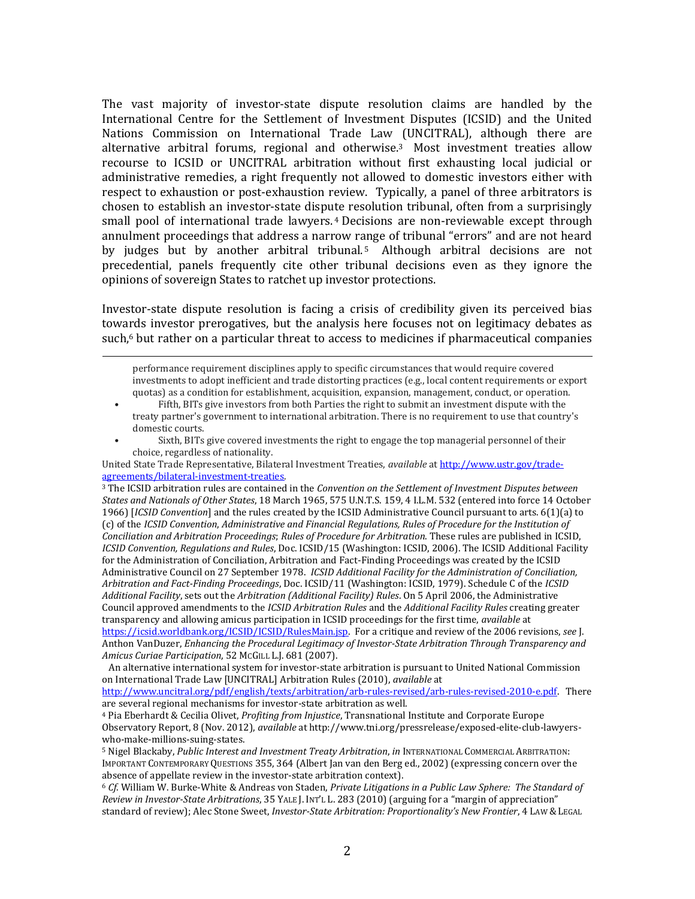The vast majority of investor-state dispute resolution claims are handled by the International Centre for the Settlement of Investment Disputes (ICSID) and the United Nations Commission on International Trade Law (UNCITRAL), although there are alternative arbitral forums, regional and otherwise.[3] Most investment treaties allow recourse to ICSID or UNCITRAL arbitration without first exhausting local judicial or administrative remedies, a right frequently not allowed to domestic investors either with respect to exhaustion or post-exhaustion review. Typically, a panel of three arbitrators is chosen to establish an investor-state dispute resolution tribunal, often from a surprisingly small pool of international trade lawyers.[4] Decisions are non-reviewable except through annulment proceedings that address a narrow range of tribunal "errors" and are not heard by judges but by another arbitral tribunal.[5] Although arbitral decisions are not precedential, panels frequently cite other tribunal decisions even as they ignore the opinions of sovereign States to ratchet up investor protections.

Investor-state dispute resolution is facing a crisis of credibility given its perceived bias towards investor prerogatives, but the analysis here focuses not on legitimacy debates as such,[6] but rather on a particular threat to access to medicines if pharmaceutical companies

---

performance requirement disciplines apply to specific circumstances that would require covered investments to adopt inefficient and trade distorting practices (e.g., local content requirements or export quotas) as a condition for establishment, acquisition, expansion, management, conduct, or operation.

- Fifth, BITs give investors from both Parties the right to submit an investment dispute with the treaty partner's government to international arbitration. There is no requirement to use that country's domestic courts.
- Sixth, BITs give covered investments the right to engage the top managerial personnel of their choice, regardless of nationality.

United State Trade Representative, Bilateral Investment Treaties, *available* at http://www.ustr.gov/trade-agreements/bilateral-investment-treaties.

[3] The ICSID arbitration rules are contained in the *Convention on the Settlement of Investment Disputes between States and Nationals of Other States*, 18 March 1965, 575 U.N.T.S. 159, 4 I.L.M. 532 (entered into force 14 October 1966) [*ICSID Convention*] and the rules created by the ICSID Administrative Council pursuant to arts. 6(1)(a) to (c) of the *ICSID Convention*, *Administrative and Financial Regulations, Rules of Procedure for the Institution of Conciliation and Arbitration Proceedings*; *Rules of Procedure for Arbitration*. These rules are published in ICSID, *ICSID Convention, Regulations and Rules*, Doc. ICSID/15 (Washington: ICSID, 2006). The ICSID Additional Facility for the Administration of Conciliation, Arbitration and Fact-Finding Proceedings was created by the ICSID Administrative Council on 27 September 1978. *ICSID Additional Facility for the Administration of Conciliation, Arbitration and Fact-Finding Proceedings*, Doc. ICSID/11 (Washington: ICSID, 1979). Schedule C of the *ICSID Additional Facility*, sets out the *Arbitration (Additional Facility) Rules*. On 5 April 2006, the Administrative Council approved amendments to the *ICSID Arbitration Rules* and the *Additional Facility Rules* creating greater transparency and allowing amicus participation in ICSID proceedings for the first time, *available* at https://icsid.worldbank.org/ICSID/ICSID/RulesMain.jsp. For a critique and review of the 2006 revisions, *see* J. Anthon VanDuzer, *Enhancing the Procedural Legitimacy of Investor-State Arbitration Through Transparency and Amicus Curiae Participation*, 52 MCGILL L.J. 681 (2007).

An alternative international system for investor-state arbitration is pursuant to United National Commission on International Trade Law [UNCITRAL] Arbitration Rules (2010), *available* at http://www.uncitral.org/pdf/english/texts/arbitration/arb-rules-revised/arb-rules-revised-2010-e.pdf. There are several regional mechanisms for investor-state arbitration as well.

[4] Pia Eberhardt & Cecilia Olivet, *Profiting from Injustice*, Transnational Institute and Corporate Europe Observatory Report, 8 (Nov. 2012), *available* at http://www.tni.org/pressrelease/exposed-elite-club-lawyers-who-make-millions-suing-states.

[5] Nigel Blackaby, *Public Interest and Investment Treaty Arbitration*, *in* INTERNATIONAL COMMERCIAL ARBITRATION: IMPORTANT CONTEMPORARY QUESTIONS 355, 364 (Albert Jan van den Berg ed., 2002) (expressing concern over the absence of appellate review in the investor-state arbitration context).

[6] *Cf.* William W. Burke-White & Andreas von Staden, *Private Litigations in a Public Law Sphere: The Standard of Review in Investor-State Arbitrations*, 35 YALE J. INT'L L. 283 (2010) (arguing for a "margin of appreciation" standard of review); Alec Stone Sweet, *Investor-State Arbitration: Proportionality's New Frontier*, 4 LAW & LEGAL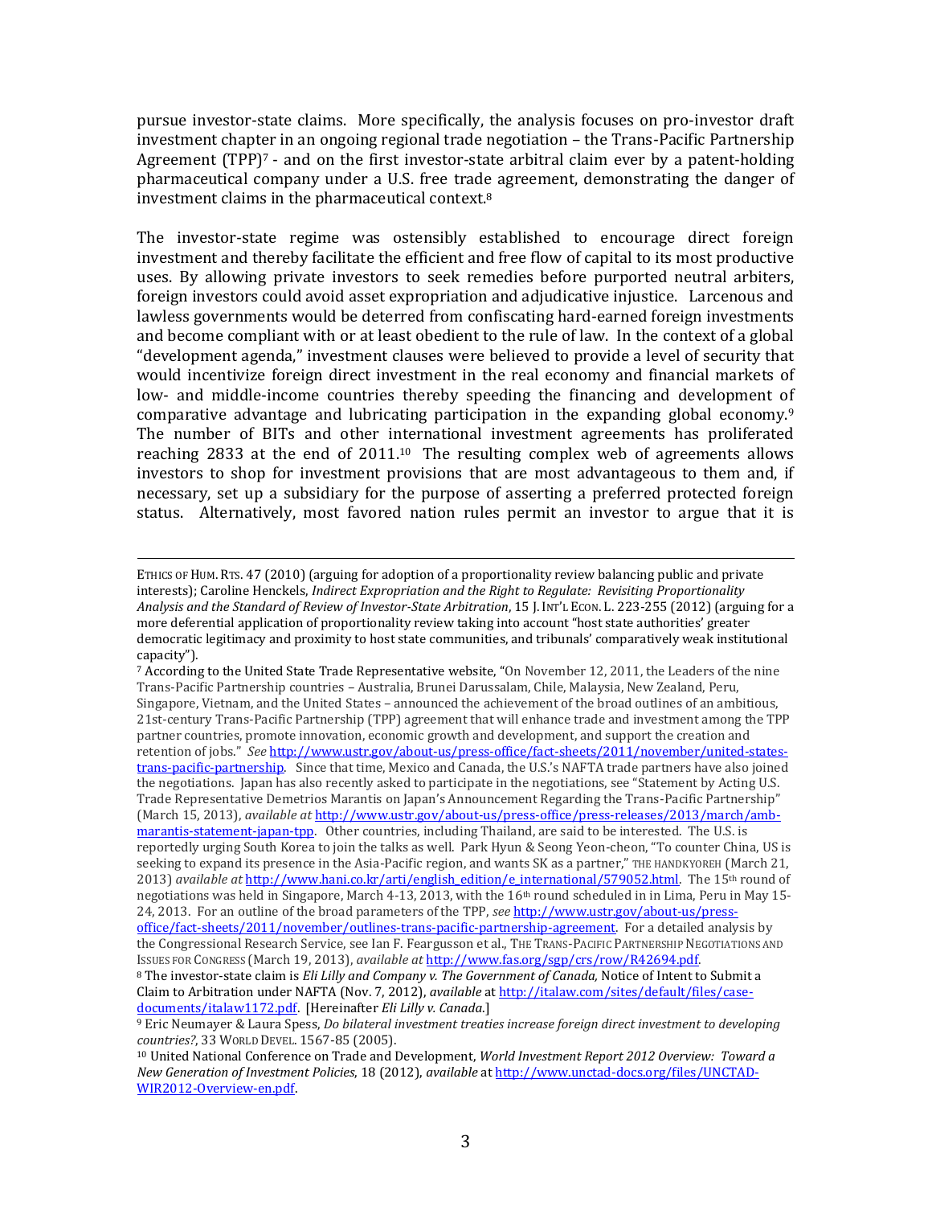pursue investor-state claims. More specifically, the analysis focuses on pro-investor draft investment chapter in an ongoing regional trade negotiation – the Trans-Pacific Partnership Agreement (TPP)[7] - and on the first investor-state arbitral claim ever by a patent-holding pharmaceutical company under a U.S. free trade agreement, demonstrating the danger of investment claims in the pharmaceutical context.[8]

The investor-state regime was ostensibly established to encourage direct foreign investment and thereby facilitate the efficient and free flow of capital to its most productive uses. By allowing private investors to seek remedies before purported neutral arbiters, foreign investors could avoid asset expropriation and adjudicative injustice. Larcenous and lawless governments would be deterred from confiscating hard-earned foreign investments and become compliant with or at least obedient to the rule of law. In the context of a global "development agenda," investment clauses were believed to provide a level of security that would incentivize foreign direct investment in the real economy and financial markets of low- and middle-income countries thereby speeding the financing and development of comparative advantage and lubricating participation in the expanding global economy.[9] The number of BITs and other international investment agreements has proliferated reaching 2833 at the end of 2011.[10] The resulting complex web of agreements allows investors to shop for investment provisions that are most advantageous to them and, if necessary, set up a subsidiary for the purpose of asserting a preferred protected foreign status. Alternatively, most favored nation rules permit an investor to argue that it is

---

ETHICS OF HUM. RTS. 47 (2010) (arguing for adoption of a proportionality review balancing public and private interests); Caroline Henckels, *Indirect Expropriation and the Right to Regulate: Revisiting Proportionality Analysis and the Standard of Review of Investor-State Arbitration*, 15 J. INT'L ECON. L. 223-255 (2012) (arguing for a more deferential application of proportionality review taking into account "host state authorities' greater democratic legitimacy and proximity to host state communities, and tribunals' comparatively weak institutional capacity").

[7] According to the United State Trade Representative website, "On November 12, 2011, the Leaders of the nine Trans-Pacific Partnership countries – Australia, Brunei Darussalam, Chile, Malaysia, New Zealand, Peru, Singapore, Vietnam, and the United States – announced the achievement of the broad outlines of an ambitious, 21st-century Trans-Pacific Partnership (TPP) agreement that will enhance trade and investment among the TPP partner countries, promote innovation, economic growth and development, and support the creation and retention of jobs." *See* http://www.ustr.gov/about-us/press-office/fact-sheets/2011/november/united-states-trans-pacific-partnership. Since that time, Mexico and Canada, the U.S.'s NAFTA trade partners have also joined the negotiations. Japan has also recently asked to participate in the negotiations, see "Statement by Acting U.S. Trade Representative Demetrios Marantis on Japan's Announcement Regarding the Trans-Pacific Partnership" (March 15, 2013), *available at* http://www.ustr.gov/about-us/press-office/press-releases/2013/march/amb-marantis-statement-japan-tpp. Other countries, including Thailand, are said to be interested. The U.S. is reportedly urging South Korea to join the talks as well. Park Hyun & Seong Yeon-cheon, "To counter China, US is seeking to expand its presence in the Asia-Pacific region, and wants SK as a partner," THE HANDKYOREH (March 21, 2013) *available at* http://www.hani.co.kr/arti/english_edition/e_international/579052.html. The 15th round of negotiations was held in Singapore, March 4-13, 2013, with the 16th round scheduled in in Lima, Peru in May 15-24, 2013. For an outline of the broad parameters of the TPP, *see* http://www.ustr.gov/about-us/press-office/fact-sheets/2011/november/outlines-trans-pacific-partnership-agreement. For a detailed analysis by the Congressional Research Service, see Ian F. Feargusson et al., THE TRANS-PACIFIC PARTNERSHIP NEGOTIATIONS AND ISSUES FOR CONGRESS (March 19, 2013), *available at* http://www.fas.org/sgp/crs/row/R42694.pdf.

[8] The investor-state claim is *Eli Lilly and Company v. The Government of Canada,* Notice of Intent to Submit a Claim to Arbitration under NAFTA (Nov. 7, 2012), *available* at http://italaw.com/sites/default/files/case-documents/italaw1172.pdf. [Hereinafter *Eli Lilly v. Canada*.]

[9] Eric Neumayer & Laura Spess, *Do bilateral investment treaties increase foreign direct investment to developing countries?*, 33 WORLD DEVEL. 1567-85 (2005).

[10] United National Conference on Trade and Development, *World Investment Report 2012 Overview: Toward a New Generation of Investment Policies*, 18 (2012), *available* at http://www.unctad-docs.org/files/UNCTAD-WIR2012-Overview-en.pdf.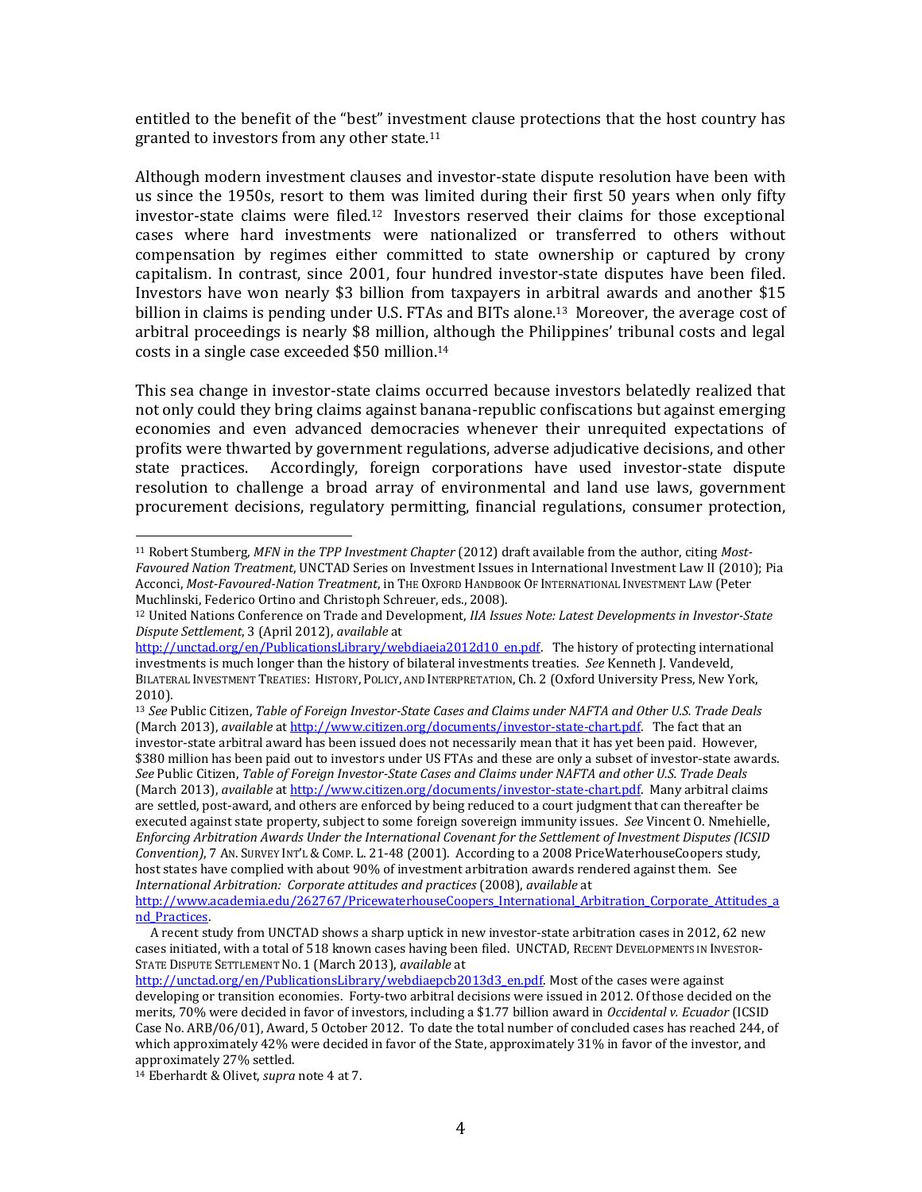entitled to the benefit of the "best" investment clause protections that the host country has granted to investors from any other state.[11]

Although modern investment clauses and investor-state dispute resolution have been with us since the 1950s, resort to them was limited during their first 50 years when only fifty investor-state claims were filed.[12] Investors reserved their claims for those exceptional cases where hard investments were nationalized or transferred to others without compensation by regimes either committed to state ownership or captured by crony capitalism. In contrast, since 2001, four hundred investor-state disputes have been filed. Investors have won nearly $3 billion from taxpayers in arbitral awards and another $15 billion in claims is pending under U.S. FTAs and BITs alone.[13] Moreover, the average cost of arbitral proceedings is nearly $8 million, although the Philippines' tribunal costs and legal costs in a single case exceeded $50 million.[14]

This sea change in investor-state claims occurred because investors belatedly realized that not only could they bring claims against banana-republic confiscations but against emerging economies and even advanced democracies whenever their unrequited expectations of profits were thwarted by government regulations, adverse adjudicative decisions, and other state practices. Accordingly, foreign corporations have used investor-state dispute resolution to challenge a broad array of environmental and land use laws, government procurement decisions, regulatory permitting, financial regulations, consumer protection,

---

[11] Robert Stumberg, *MFN in the TPP Investment Chapter* (2012) draft available from the author, citing *Most-Favoured Nation Treatment*, UNCTAD Series on Investment Issues in International Investment Law II (2010); Pia Acconci, *Most-Favoured-Nation Treatment*, in THE OXFORD HANDBOOK OF INTERNATIONAL INVESTMENT LAW (Peter Muchlinski, Federico Ortino and Christoph Schreuer, eds., 2008).

[12] United Nations Conference on Trade and Development, *IIA Issues Note: Latest Developments in Investor-State Dispute Settlement*, 3 (April 2012), *available at* http://unctad.org/en/PublicationsLibrary/webdiaeia2012d10_en.pdf. The history of protecting international investments is much longer than the history of bilateral investments treaties. *See* Kenneth J. Vandeveld, BILATERAL INVESTMENT TREATIES: HISTORY, POLICY, AND INTERPRETATION, Ch. 2 (Oxford University Press, New York, 2010).

[13] *See* Public Citizen, *Table of Foreign Investor-State Cases and Claims under NAFTA and Other U.S. Trade Deals* (March 2013), *available at* http://www.citizen.org/documents/investor-state-chart.pdf. The fact that an investor-state arbitral award has been issued does not necessarily mean that it has yet been paid. However, $380 million has been paid out to investors under US FTAs and these are only a subset of investor-state awards. *See* Public Citizen, *Table of Foreign Investor-State Cases and Claims under NAFTA and other U.S. Trade Deals* (March 2013), *available at* http://www.citizen.org/documents/investor-state-chart.pdf. Many arbitral claims are settled, post-award, and others are enforced by being reduced to a court judgment that can thereafter be executed against state property, subject to some foreign sovereign immunity issues. *See* Vincent O. Nmehielle, *Enforcing Arbitration Awards Under the International Covenant for the Settlement of Investment Disputes (ICSID Convention)*, 7 AN. SURVEY INT'L & COMP. L. 21-48 (2001). According to a 2008 PriceWaterhouseCoopers study, host states have complied with about 90% of investment arbitration awards rendered against them. See *International Arbitration: Corporate attitudes and practices* (2008), *available at* http://www.academia.edu/262767/PricewaterhouseCoopers_International_Arbitration_Corporate_Attitudes_and_Practices.

A recent study from UNCTAD shows a sharp uptick in new investor-state arbitration cases in 2012, 62 new cases initiated, with a total of 518 known cases having been filed. UNCTAD, RECENT DEVELOPMENTS IN INVESTOR-STATE DISPUTE SETTLEMENT NO. 1 (March 2013), *available at* http://unctad.org/en/PublicationsLibrary/webdiaepcb2013d3_en.pdf. Most of the cases were against developing or transition economies. Forty-two arbitral decisions were issued in 2012. Of those decided on the merits, 70% were decided in favor of investors, including a $1.77 billion award in *Occidental v. Ecuador* (ICSID Case No. ARB/06/01), Award, 5 October 2012. To date the total number of concluded cases has reached 244, of which approximately 42% were decided in favor of the State, approximately 31% in favor of the investor, and approximately 27% settled.

[14] Eberhardt & Olivet, *supra* note 4 at 7.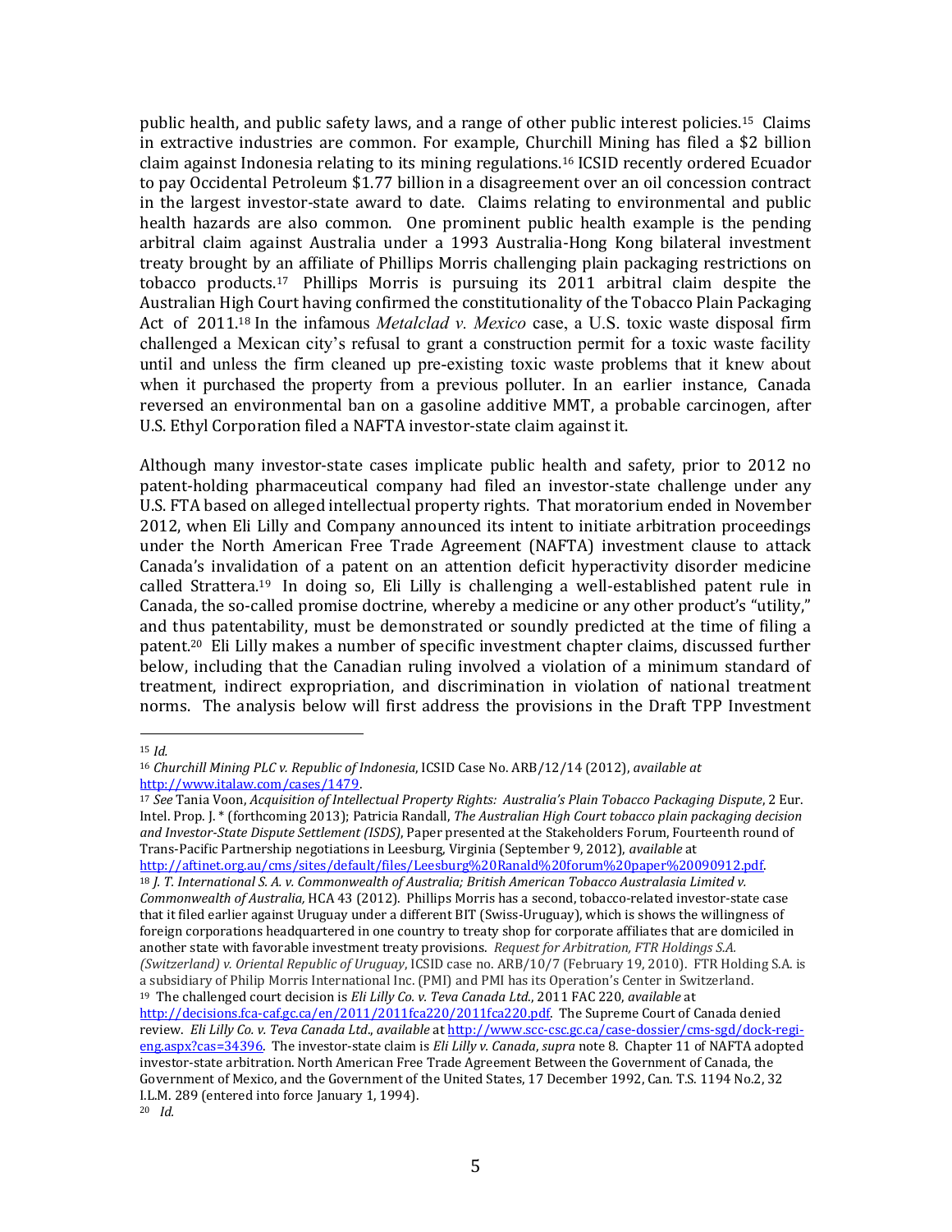public health, and public safety laws, and a range of other public interest policies.[15] Claims in extractive industries are common. For example, Churchill Mining has filed a $2 billion claim against Indonesia relating to its mining regulations.[16] ICSID recently ordered Ecuador to pay Occidental Petroleum $1.77 billion in a disagreement over an oil concession contract in the largest investor-state award to date. Claims relating to environmental and public health hazards are also common. One prominent public health example is the pending arbitral claim against Australia under a 1993 Australia-Hong Kong bilateral investment treaty brought by an affiliate of Phillips Morris challenging plain packaging restrictions on tobacco products.[17] Phillips Morris is pursuing its 2011 arbitral claim despite the Australian High Court having confirmed the constitutionality of the Tobacco Plain Packaging Act of 2011.[18] In the infamous *Metalclad v. Mexico* case, a U.S. toxic waste disposal firm challenged a Mexican city's refusal to grant a construction permit for a toxic waste facility until and unless the firm cleaned up pre-existing toxic waste problems that it knew about when it purchased the property from a previous polluter. In an earlier instance, Canada reversed an environmental ban on a gasoline additive MMT, a probable carcinogen, after U.S. Ethyl Corporation filed a NAFTA investor-state claim against it.

Although many investor-state cases implicate public health and safety, prior to 2012 no patent-holding pharmaceutical company had filed an investor-state challenge under any U.S. FTA based on alleged intellectual property rights. That moratorium ended in November 2012, when Eli Lilly and Company announced its intent to initiate arbitration proceedings under the North American Free Trade Agreement (NAFTA) investment clause to attack Canada's invalidation of a patent on an attention deficit hyperactivity disorder medicine called Strattera.[19] In doing so, Eli Lilly is challenging a well-established patent rule in Canada, the so-called promise doctrine, whereby a medicine or any other product's "utility," and thus patentability, must be demonstrated or soundly predicted at the time of filing a patent.[20] Eli Lilly makes a number of specific investment chapter claims, discussed further below, including that the Canadian ruling involved a violation of a minimum standard of treatment, indirect expropriation, and discrimination in violation of national treatment norms. The analysis below will first address the provisions in the Draft TPP Investment

---

[15] *Id.*

[16] *Churchill Mining PLC v. Republic of Indonesia*, ICSID Case No. ARB/12/14 (2012), *available at* http://www.italaw.com/cases/1479.

[17] *See* Tania Voon, *Acquisition of Intellectual Property Rights: Australia's Plain Tobacco Packaging Dispute*, 2 Eur. Intel. Prop. J. * (forthcoming 2013); Patricia Randall, *The Australian High Court tobacco plain packaging decision and Investor-State Dispute Settlement (ISDS)*, Paper presented at the Stakeholders Forum, Fourteenth round of Trans-Pacific Partnership negotiations in Leesburg, Virginia (September 9, 2012), *available* at http://aftinet.org.au/cms/sites/default/files/Leesburg%20Ranald%20forum%20paper%20090912.pdf.

[18] *J. T. International S. A. v. Commonwealth of Australia; British American Tobacco Australasia Limited v. Commonwealth of Australia,* HCA 43 (2012). Phillips Morris has a second, tobacco-related investor-state case that it filed earlier against Uruguay under a different BIT (Swiss-Uruguay), which is shows the willingness of foreign corporations headquartered in one country to treaty shop for corporate affiliates that are domiciled in another state with favorable investment treaty provisions. *Request for Arbitration, FTR Holdings S.A. (Switzerland) v. Oriental Republic of Uruguay*, ICSID case no. ARB/10/7 (February 19, 2010). FTR Holding S.A. is a subsidiary of Philip Morris International Inc. (PMI) and PMI has its Operation's Center in Switzerland.

[19] The challenged court decision is *Eli Lilly Co. v. Teva Canada Ltd.*, 2011 FAC 220, *available* at http://decisions.fca-caf.gc.ca/en/2011/2011fca220/2011fca220.pdf. The Supreme Court of Canada denied review. *Eli Lilly Co. v. Teva Canada Ltd*., *available* at http://www.scc-csc.gc.ca/case-dossier/cms-sgd/dock-regi-eng.aspx?cas=34396. The investor-state claim is *Eli Lilly v. Canada*, *supra* note 8. Chapter 11 of NAFTA adopted investor-state arbitration. North American Free Trade Agreement Between the Government of Canada, the Government of Mexico, and the Government of the United States, 17 December 1992, Can. T.S. 1194 No.2, 32 I.L.M. 289 (entered into force January 1, 1994).

[20] *Id.*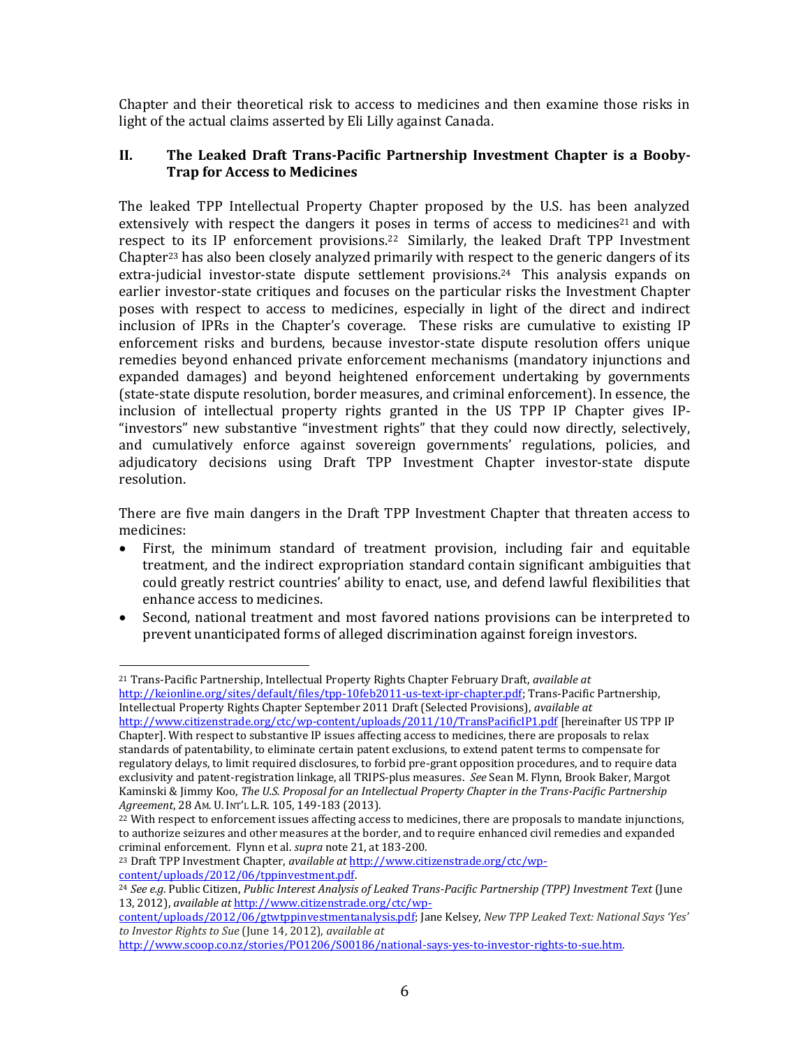Chapter and their theoretical risk to access to medicines and then examine those risks in light of the actual claims asserted by Eli Lilly against Canada.

## II. The Leaked Draft Trans-Pacific Partnership Investment Chapter is a Booby-Trap for Access to Medicines

The leaked TPP Intellectual Property Chapter proposed by the U.S. has been analyzed extensively with respect the dangers it poses in terms of access to medicines[21] and with respect to its IP enforcement provisions.[22] Similarly, the leaked Draft TPP Investment Chapter[23] has also been closely analyzed primarily with respect to the generic dangers of its extra-judicial investor-state dispute settlement provisions.[24] This analysis expands on earlier investor-state critiques and focuses on the particular risks the Investment Chapter poses with respect to access to medicines, especially in light of the direct and indirect inclusion of IPRs in the Chapter's coverage. These risks are cumulative to existing IP enforcement risks and burdens, because investor-state dispute resolution offers unique remedies beyond enhanced private enforcement mechanisms (mandatory injunctions and expanded damages) and beyond heightened enforcement undertaking by governments (state-state dispute resolution, border measures, and criminal enforcement). In essence, the inclusion of intellectual property rights granted in the US TPP IP Chapter gives IP-"investors" new substantive "investment rights" that they could now directly, selectively, and cumulatively enforce against sovereign governments' regulations, policies, and adjudicatory decisions using Draft TPP Investment Chapter investor-state dispute resolution.

There are five main dangers in the Draft TPP Investment Chapter that threaten access to medicines:

- First, the minimum standard of treatment provision, including fair and equitable treatment, and the indirect expropriation standard contain significant ambiguities that could greatly restrict countries' ability to enact, use, and defend lawful flexibilities that enhance access to medicines.
- Second, national treatment and most favored nations provisions can be interpreted to prevent unanticipated forms of alleged discrimination against foreign investors.

---

[21] Trans-Pacific Partnership, Intellectual Property Rights Chapter February Draft, *available at* http://keionline.org/sites/default/files/tpp-10feb2011-us-text-ipr-chapter.pdf; Trans-Pacific Partnership, Intellectual Property Rights Chapter September 2011 Draft (Selected Provisions), *available at* http://www.citizenstrade.org/ctc/wp-content/uploads/2011/10/TransPacificIP1.pdf [hereinafter US TPP IP Chapter]. With respect to substantive IP issues affecting access to medicines, there are proposals to relax standards of patentability, to eliminate certain patent exclusions, to extend patent terms to compensate for regulatory delays, to limit required disclosures, to forbid pre-grant opposition procedures, and to require data exclusivity and patent-registration linkage, all TRIPS-plus measures. *See* Sean M. Flynn, Brook Baker, Margot Kaminski & Jimmy Koo, *The U.S. Proposal for an Intellectual Property Chapter in the Trans-Pacific Partnership Agreement*, 28 AM. U. INT'L L.R. 105, 149-183 (2013).

[22] With respect to enforcement issues affecting access to medicines, there are proposals to mandate injunctions, to authorize seizures and other measures at the border, and to require enhanced civil remedies and expanded criminal enforcement. Flynn et al. *supra* note 21, at 183-200.

[23] Draft TPP Investment Chapter, *available at* http://www.citizenstrade.org/ctc/wp-content/uploads/2012/06/tppinvestment.pdf.

[24] *See e.g.* Public Citizen, *Public Interest Analysis of Leaked Trans-Pacific Partnership (TPP) Investment Text* (June 13, 2012), *available at* http://www.citizenstrade.org/ctc/wp-content/uploads/2012/06/gtwtppinvestmentanalysis.pdf; Jane Kelsey, *New TPP Leaked Text: National Says 'Yes' to Investor Rights to Sue* (June 14, 2012), *available at* http://www.scoop.co.nz/stories/PO1206/S00186/national-says-yes-to-investor-rights-to-sue.htm.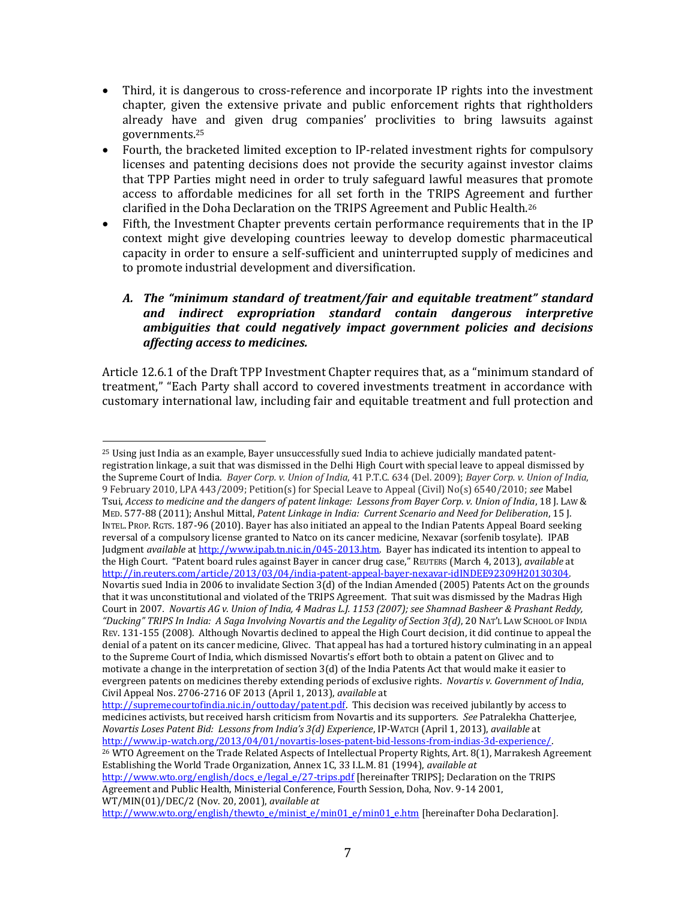- Third, it is dangerous to cross-reference and incorporate IP rights into the investment chapter, given the extensive private and public enforcement rights that rightholders already have and given drug companies' proclivities to bring lawsuits against governments.[25]
- Fourth, the bracketed limited exception to IP-related investment rights for compulsory licenses and patenting decisions does not provide the security against investor claims that TPP Parties might need in order to truly safeguard lawful measures that promote access to affordable medicines for all set forth in the TRIPS Agreement and further clarified in the Doha Declaration on the TRIPS Agreement and Public Health.[26]
- Fifth, the Investment Chapter prevents certain performance requirements that in the IP context might give developing countries leeway to develop domestic pharmaceutical capacity in order to ensure a self-sufficient and uninterrupted supply of medicines and to promote industrial development and diversification.

### *A. The "minimum standard of treatment/fair and equitable treatment" standard and indirect expropriation standard contain dangerous interpretive ambiguities that could negatively impact government policies and decisions affecting access to medicines.*

Article 12.6.1 of the Draft TPP Investment Chapter requires that, as a "minimum standard of treatment," "Each Party shall accord to covered investments treatment in accordance with customary international law, including fair and equitable treatment and full protection and

---

[25] Using just India as an example, Bayer unsuccessfully sued India to achieve judicially mandated patent-registration linkage, a suit that was dismissed in the Delhi High Court with special leave to appeal dismissed by the Supreme Court of India. *Bayer Corp. v. Union of India*, 41 P.T.C. 634 (Del. 2009); *Bayer Corp. v. Union of India,* 9 February 2010, LPA 443/2009; Petition(s) for Special Leave to Appeal (Civil) No(s) 6540/2010; *see* Mabel Tsui, *Access to medicine and the dangers of patent linkage: Lessons from Bayer Corp. v. Union of India*, 18 J. LAW & MED. 577-88 (2011); Anshul Mittal, *Patent Linkage in India: Current Scenario and Need for Deliberation*, 15 J. INTEL. PROP. RGTS. 187-96 (2010). Bayer has also initiated an appeal to the Indian Patents Appeal Board seeking reversal of a compulsory license granted to Natco on its cancer medicine, Nexavar (sorfenib tosylate). IPAB Judgment *available* at http://www.ipab.tn.nic.in/045-2013.htm. Bayer has indicated its intention to appeal to the High Court. "Patent board rules against Bayer in cancer drug case," REUTERS (March 4, 2013), *available* at http://in.reuters.com/article/2013/03/04/india-patent-appeal-bayer-nexavar-idINDEE92309H20130304. Novartis sued India in 2006 to invalidate Section 3(d) of the Indian Amended (2005) Patents Act on the grounds that it was unconstitutional and violated of the TRIPS Agreement. That suit was dismissed by the Madras High Court in 2007. *Novartis AG v. Union of India, 4 Madras L.J. 1153 (2007); see Shamnad Basheer & Prashant Reddy, "Ducking" TRIPS In India: A Saga Involving Novartis and the Legality of Section 3(d)*, 20 NAT'L LAW SCHOOL OF INDIA REV. 131-155 (2008). Although Novartis declined to appeal the High Court decision, it did continue to appeal the denial of a patent on its cancer medicine, Glivec. That appeal has had a tortured history culminating in an appeal to the Supreme Court of India, which dismissed Novartis's effort both to obtain a patent on Glivec and to motivate a change in the interpretation of section 3(d) of the India Patents Act that would make it easier to evergreen patents on medicines thereby extending periods of exclusive rights. *Novartis v. Government of India*, Civil Appeal Nos. 2706-2716 OF 2013 (April 1, 2013), *available* at http://supremecourtofindia.nic.in/outtoday/patent.pdf. This decision was received jubilantly by access to medicines activists, but received harsh criticism from Novartis and its supporters. *See* Patralekha Chatterjee, *Novartis Loses Patent Bid: Lessons from India's 3(d) Experience*, IP-WATCH (April 1, 2013), *available* at http://www.ip-watch.org/2013/04/01/novartis-loses-patent-bid-lessons-from-indias-3d-experience/.

[26] WTO Agreement on the Trade Related Aspects of Intellectual Property Rights, Art. 8(1), Marrakesh Agreement Establishing the World Trade Organization, Annex 1C, 33 I.L.M. 81 (1994), *available at* http://www.wto.org/english/docs_e/legal_e/27-trips.pdf [hereinafter TRIPS]; Declaration on the TRIPS Agreement and Public Health, Ministerial Conference, Fourth Session, Doha, Nov. 9-14 2001, WT/MIN(01)/DEC/2 (Nov. 20, 2001), *available at* http://www.wto.org/english/thewto_e/minist_e/min01_e/min01_e.htm [hereinafter Doha Declaration].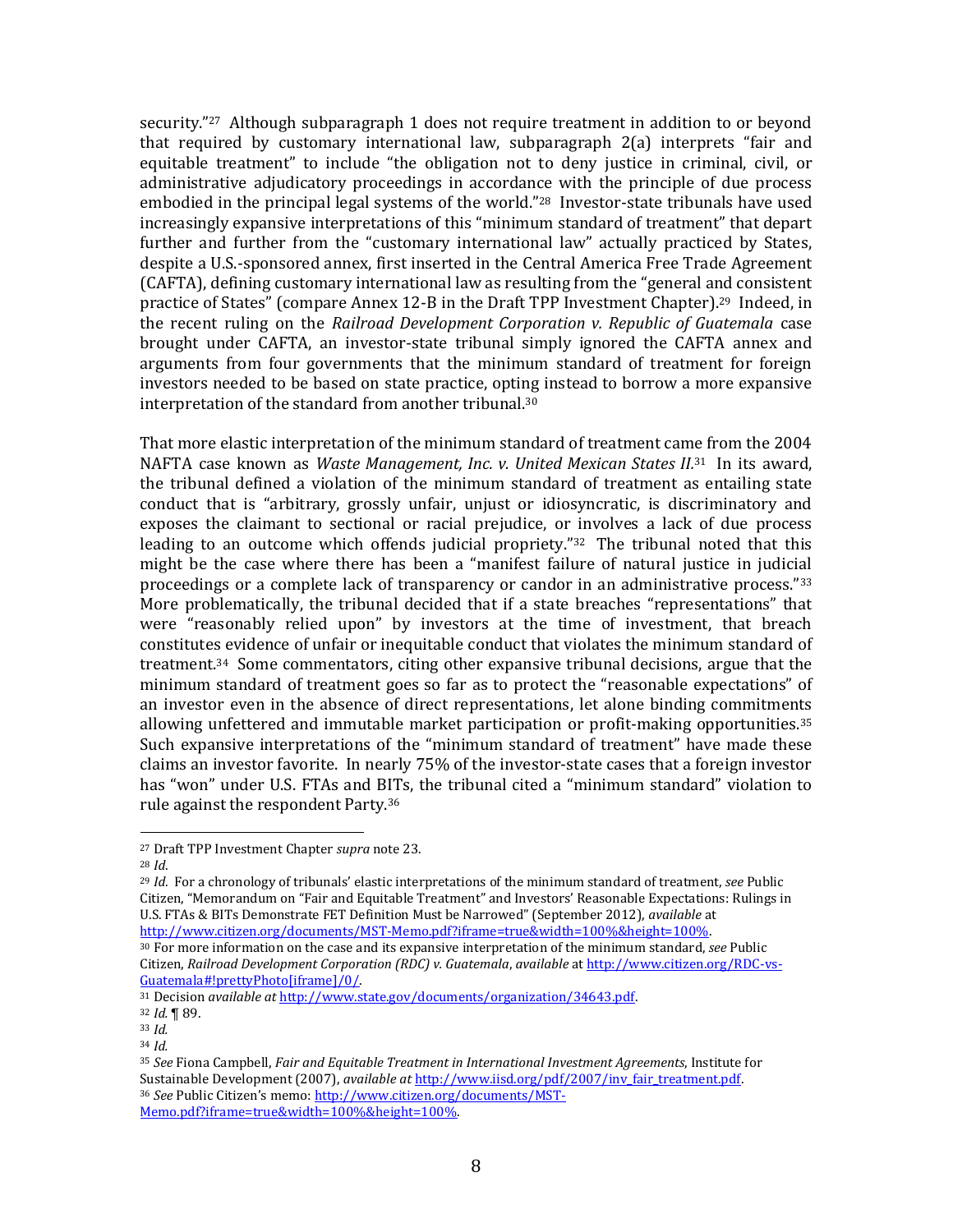security."[27] Although subparagraph 1 does not require treatment in addition to or beyond that required by customary international law, subparagraph 2(a) interprets "fair and equitable treatment" to include "the obligation not to deny justice in criminal, civil, or administrative adjudicatory proceedings in accordance with the principle of due process embodied in the principal legal systems of the world."[28] Investor-state tribunals have used increasingly expansive interpretations of this "minimum standard of treatment" that depart further and further from the "customary international law" actually practiced by States, despite a U.S.-sponsored annex, first inserted in the Central America Free Trade Agreement (CAFTA), defining customary international law as resulting from the "general and consistent practice of States" (compare Annex 12-B in the Draft TPP Investment Chapter).[29] Indeed, in the recent ruling on the *Railroad Development Corporation v. Republic of Guatemala* case brought under CAFTA, an investor-state tribunal simply ignored the CAFTA annex and arguments from four governments that the minimum standard of treatment for foreign investors needed to be based on state practice, opting instead to borrow a more expansive interpretation of the standard from another tribunal.[30]

That more elastic interpretation of the minimum standard of treatment came from the 2004 NAFTA case known as *Waste Management, Inc. v. United Mexican States II*.[31] In its award, the tribunal defined a violation of the minimum standard of treatment as entailing state conduct that is "arbitrary, grossly unfair, unjust or idiosyncratic, is discriminatory and exposes the claimant to sectional or racial prejudice, or involves a lack of due process leading to an outcome which offends judicial propriety."[32] The tribunal noted that this might be the case where there has been a "manifest failure of natural justice in judicial proceedings or a complete lack of transparency or candor in an administrative process."[33] More problematically, the tribunal decided that if a state breaches "representations" that were "reasonably relied upon" by investors at the time of investment, that breach constitutes evidence of unfair or inequitable conduct that violates the minimum standard of treatment.[34] Some commentators, citing other expansive tribunal decisions, argue that the minimum standard of treatment goes so far as to protect the "reasonable expectations" of an investor even in the absence of direct representations, let alone binding commitments allowing unfettered and immutable market participation or profit-making opportunities.[35] Such expansive interpretations of the "minimum standard of treatment" have made these claims an investor favorite. In nearly 75% of the investor-state cases that a foreign investor has "won" under U.S. FTAs and BITs, the tribunal cited a "minimum standard" violation to rule against the respondent Party.[36]

---

[27] Draft TPP Investment Chapter *supra* note 23.

[28] *Id*.

[29] *Id*. For a chronology of tribunals' elastic interpretations of the minimum standard of treatment, *see* Public Citizen, "Memorandum on "Fair and Equitable Treatment" and Investors' Reasonable Expectations: Rulings in U.S. FTAs & BITs Demonstrate FET Definition Must be Narrowed" (September 2012), *available* at http://www.citizen.org/documents/MST-Memo.pdf?iframe=true&width=100%&height=100%.

[30] For more information on the case and its expansive interpretation of the minimum standard, *see* Public Citizen, *Railroad Development Corporation (RDC) v. Guatemala*, *available* at http://www.citizen.org/RDC-vs-Guatemala#!prettyPhoto[iframe]/0/.

[31] Decision *available at* http://www.state.gov/documents/organization/34643.pdf.

[32] *Id.* ¶ 89.

[33] *Id.*

[34] *Id.*

[35] *See* Fiona Campbell, *Fair and Equitable Treatment in International Investment Agreements*, Institute for Sustainable Development (2007), *available at* http://www.iisd.org/pdf/2007/inv_fair_treatment.pdf.

[36] *See* Public Citizen's memo: http://www.citizen.org/documents/MST-Memo.pdf?iframe=true&width=100%&height=100%.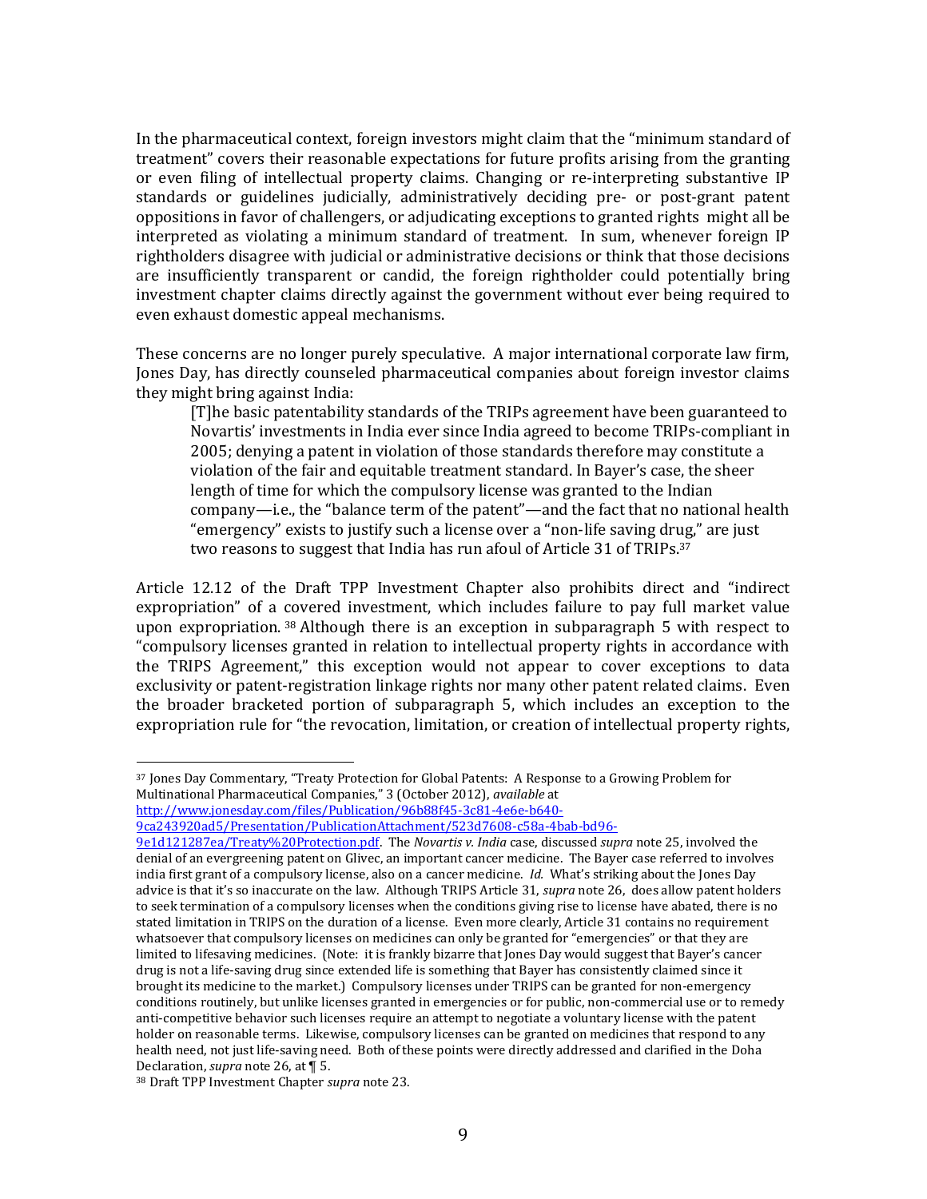In the pharmaceutical context, foreign investors might claim that the "minimum standard of treatment" covers their reasonable expectations for future profits arising from the granting or even filing of intellectual property claims. Changing or re-interpreting substantive IP standards or guidelines judicially, administratively deciding pre- or post-grant patent oppositions in favor of challengers, or adjudicating exceptions to granted rights might all be interpreted as violating a minimum standard of treatment. In sum, whenever foreign IP rightholders disagree with judicial or administrative decisions or think that those decisions are insufficiently transparent or candid, the foreign rightholder could potentially bring investment chapter claims directly against the government without ever being required to even exhaust domestic appeal mechanisms.

These concerns are no longer purely speculative. A major international corporate law firm, Jones Day, has directly counseled pharmaceutical companies about foreign investor claims they might bring against India:

> [T]he basic patentability standards of the TRIPs agreement have been guaranteed to Novartis' investments in India ever since India agreed to become TRIPs-compliant in 2005; denying a patent in violation of those standards therefore may constitute a violation of the fair and equitable treatment standard. In Bayer's case, the sheer length of time for which the compulsory license was granted to the Indian company—i.e., the "balance term of the patent"—and the fact that no national health "emergency" exists to justify such a license over a "non-life saving drug," are just two reasons to suggest that India has run afoul of Article 31 of TRIPs.[37]

Article 12.12 of the Draft TPP Investment Chapter also prohibits direct and "indirect expropriation" of a covered investment, which includes failure to pay full market value upon expropriation.[38] Although there is an exception in subparagraph 5 with respect to "compulsory licenses granted in relation to intellectual property rights in accordance with the TRIPS Agreement," this exception would not appear to cover exceptions to data exclusivity or patent-registration linkage rights nor many other patent related claims. Even the broader bracketed portion of subparagraph 5, which includes an exception to the expropriation rule for "the revocation, limitation, or creation of intellectual property rights,

---

[37] Jones Day Commentary, "Treaty Protection for Global Patents: A Response to a Growing Problem for Multinational Pharmaceutical Companies," 3 (October 2012), *available* at http://www.jonesday.com/files/Publication/96b88f45-3c81-4e6e-b640-9ca243920ad5/Presentation/PublicationAttachment/523d7608-c58a-4bab-bd96-9e1d121287ea/Treaty%20Protection.pdf. The *Novartis v. India* case, discussed *supra* note 25, involved the denial of an evergreening patent on Glivec, an important cancer medicine. The Bayer case referred to involves india first grant of a compulsory license, also on a cancer medicine. *Id.* What's striking about the Jones Day advice is that it's so inaccurate on the law. Although TRIPS Article 31, *supra* note 26, does allow patent holders to seek termination of a compulsory licenses when the conditions giving rise to license have abated, there is no stated limitation in TRIPS on the duration of a license. Even more clearly, Article 31 contains no requirement whatsoever that compulsory licenses on medicines can only be granted for "emergencies" or that they are limited to lifesaving medicines. (Note: it is frankly bizarre that Jones Day would suggest that Bayer's cancer drug is not a life-saving drug since extended life is something that Bayer has consistently claimed since it brought its medicine to the market.) Compulsory licenses under TRIPS can be granted for non-emergency conditions routinely, but unlike licenses granted in emergencies or for public, non-commercial use or to remedy anti-competitive behavior such licenses require an attempt to negotiate a voluntary license with the patent holder on reasonable terms. Likewise, compulsory licenses can be granted on medicines that respond to any health need, not just life-saving need. Both of these points were directly addressed and clarified in the Doha Declaration, *supra* note 26, at ¶ 5.

[38] Draft TPP Investment Chapter *supra* note 23.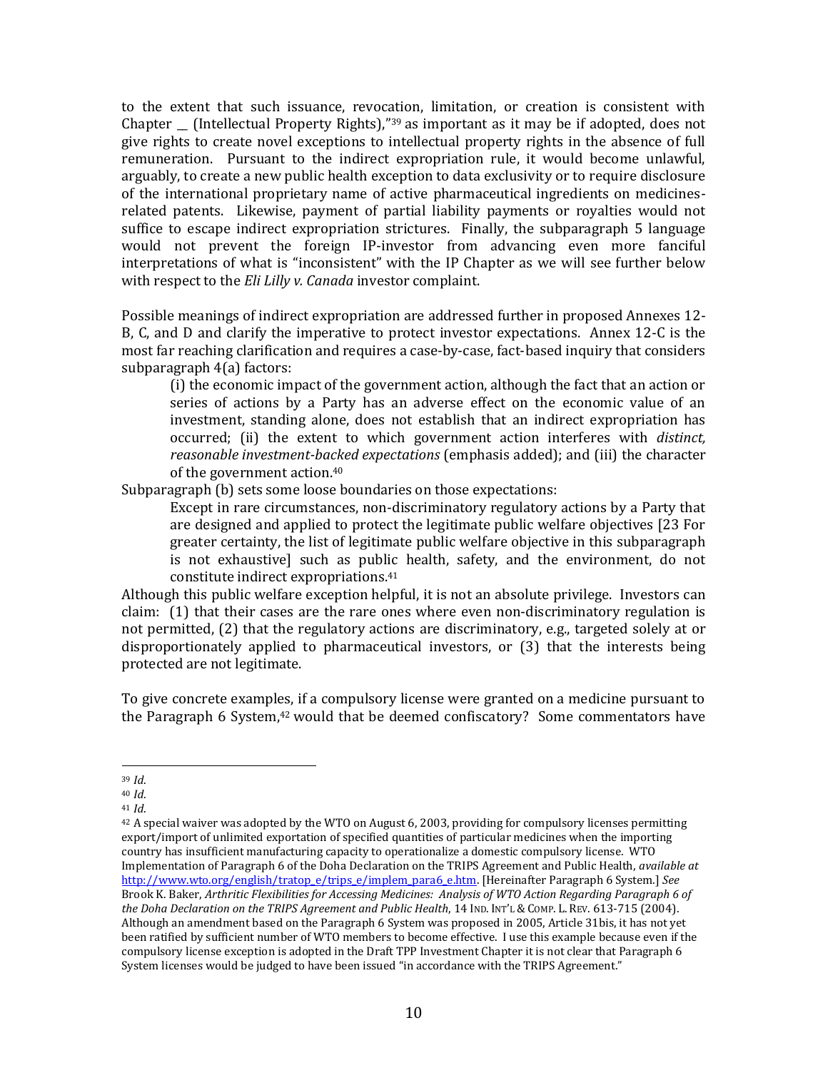to the extent that such issuance, revocation, limitation, or creation is consistent with Chapter __ (Intellectual Property Rights),"[39] as important as it may be if adopted, does not give rights to create novel exceptions to intellectual property rights in the absence of full remuneration. Pursuant to the indirect expropriation rule, it would become unlawful, arguably, to create a new public health exception to data exclusivity or to require disclosure of the international proprietary name of active pharmaceutical ingredients on medicines-related patents. Likewise, payment of partial liability payments or royalties would not suffice to escape indirect expropriation strictures. Finally, the subparagraph 5 language would not prevent the foreign IP-investor from advancing even more fanciful interpretations of what is "inconsistent" with the IP Chapter as we will see further below with respect to the *Eli Lilly v. Canada* investor complaint.

Possible meanings of indirect expropriation are addressed further in proposed Annexes 12-B, C, and D and clarify the imperative to protect investor expectations. Annex 12-C is the most far reaching clarification and requires a case-by-case, fact-based inquiry that considers subparagraph 4(a) factors:

> (i) the economic impact of the government action, although the fact that an action or series of actions by a Party has an adverse effect on the economic value of an investment, standing alone, does not establish that an indirect expropriation has occurred; (ii) the extent to which government action interferes with *distinct, reasonable investment-backed expectations* (emphasis added); and (iii) the character of the government action.[40]

Subparagraph (b) sets some loose boundaries on those expectations:

> Except in rare circumstances, non-discriminatory regulatory actions by a Party that are designed and applied to protect the legitimate public welfare objectives [23 For greater certainty, the list of legitimate public welfare objective in this subparagraph is not exhaustive] such as public health, safety, and the environment, do not constitute indirect expropriations.[41]

Although this public welfare exception helpful, it is not an absolute privilege. Investors can claim: (1) that their cases are the rare ones where even non-discriminatory regulation is not permitted, (2) that the regulatory actions are discriminatory, e.g., targeted solely at or disproportionately applied to pharmaceutical investors, or (3) that the interests being protected are not legitimate.

To give concrete examples, if a compulsory license were granted on a medicine pursuant to the Paragraph 6 System,[42] would that be deemed confiscatory? Some commentators have

---

[39] *Id.*

[40] *Id.*

[41] *Id.*

[42] A special waiver was adopted by the WTO on August 6, 2003, providing for compulsory licenses permitting export/import of unlimited exportation of specified quantities of particular medicines when the importing country has insufficient manufacturing capacity to operationalize a domestic compulsory license. WTO Implementation of Paragraph 6 of the Doha Declaration on the TRIPS Agreement and Public Health, *available at* http://www.wto.org/english/tratop_e/trips_e/implem_para6_e.htm. [Hereinafter Paragraph 6 System.] *See* Brook K. Baker, *Arthritic Flexibilities for Accessing Medicines: Analysis of WTO Action Regarding Paragraph 6 of the Doha Declaration on the TRIPS Agreement and Public Health*, 14 IND. INT'L & COMP. L. REV. 613-715 (2004). Although an amendment based on the Paragraph 6 System was proposed in 2005, Article 31bis, it has not yet been ratified by sufficient number of WTO members to become effective. I use this example because even if the compulsory license exception is adopted in the Draft TPP Investment Chapter it is not clear that Paragraph 6 System licenses would be judged to have been issued "in accordance with the TRIPS Agreement."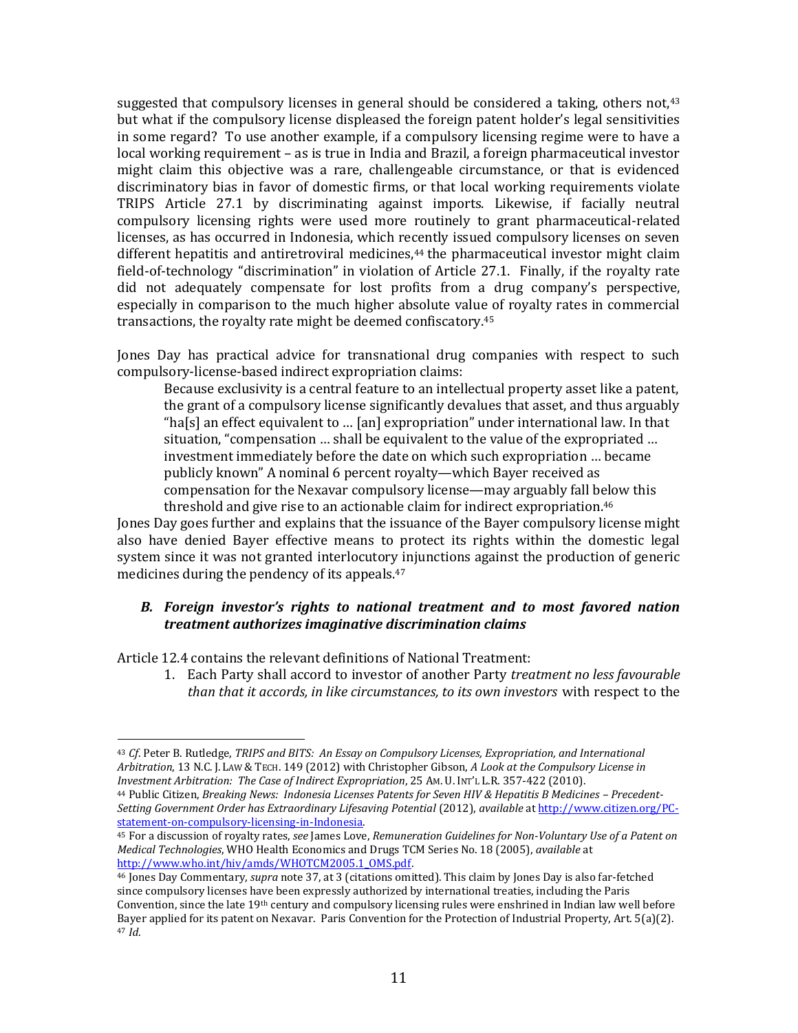suggested that compulsory licenses in general should be considered a taking, others not,[43] but what if the compulsory license displeased the foreign patent holder's legal sensitivities in some regard? To use another example, if a compulsory licensing regime were to have a local working requirement – as is true in India and Brazil, a foreign pharmaceutical investor might claim this objective was a rare, challengeable circumstance, or that is evidenced discriminatory bias in favor of domestic firms, or that local working requirements violate TRIPS Article 27.1 by discriminating against imports. Likewise, if facially neutral compulsory licensing rights were used more routinely to grant pharmaceutical-related licenses, as has occurred in Indonesia, which recently issued compulsory licenses on seven different hepatitis and antiretroviral medicines,[44] the pharmaceutical investor might claim field-of-technology "discrimination" in violation of Article 27.1. Finally, if the royalty rate did not adequately compensate for lost profits from a drug company's perspective, especially in comparison to the much higher absolute value of royalty rates in commercial transactions, the royalty rate might be deemed confiscatory.[45]

Jones Day has practical advice for transnational drug companies with respect to such compulsory-license-based indirect expropriation claims:

> Because exclusivity is a central feature to an intellectual property asset like a patent, the grant of a compulsory license significantly devalues that asset, and thus arguably "ha[s] an effect equivalent to … [an] expropriation" under international law. In that situation, "compensation … shall be equivalent to the value of the expropriated … investment immediately before the date on which such expropriation … became publicly known" A nominal 6 percent royalty—which Bayer received as compensation for the Nexavar compulsory license—may arguably fall below this threshold and give rise to an actionable claim for indirect expropriation.[46]

Jones Day goes further and explains that the issuance of the Bayer compulsory license might also have denied Bayer effective means to protect its rights within the domestic legal system since it was not granted interlocutory injunctions against the production of generic medicines during the pendency of its appeals.[47]

### *B. Foreign investor's rights to national treatment and to most favored nation treatment authorizes imaginative discrimination claims*

Article 12.4 contains the relevant definitions of National Treatment:

1. Each Party shall accord to investor of another Party *treatment no less favourable than that it accords, in like circumstances, to its own investors* with respect to the

---

[43] *Cf*. Peter B. Rutledge, *TRIPS and BITS: An Essay on Compulsory Licenses, Expropriation, and International Arbitration*, 13 N.C. J. LAW & TECH. 149 (2012) with Christopher Gibson, *A Look at the Compulsory License in Investment Arbitration: The Case of Indirect Expropriation*, 25 AM. U. INT'L L.R. 357-422 (2010).

[44] Public Citizen, *Breaking News: Indonesia Licenses Patents for Seven HIV & Hepatitis B Medicines – Precedent-Setting Government Order has Extraordinary Lifesaving Potential* (2012), *available* at http://www.citizen.org/PC-statement-on-compulsory-licensing-in-Indonesia.

[45] For a discussion of royalty rates, *see* James Love, *Remuneration Guidelines for Non-Voluntary Use of a Patent on Medical Technologies*, WHO Health Economics and Drugs TCM Series No. 18 (2005), *available* at http://www.who.int/hiv/amds/WHOTCM2005.1_OMS.pdf.

[46] Jones Day Commentary, *supra* note 37, at 3 (citations omitted). This claim by Jones Day is also far-fetched since compulsory licenses have been expressly authorized by international treaties, including the Paris Convention, since the late 19th century and compulsory licensing rules were enshrined in Indian law well before Bayer applied for its patent on Nexavar. Paris Convention for the Protection of Industrial Property, Art. 5(a)(2).

[47] *Id*.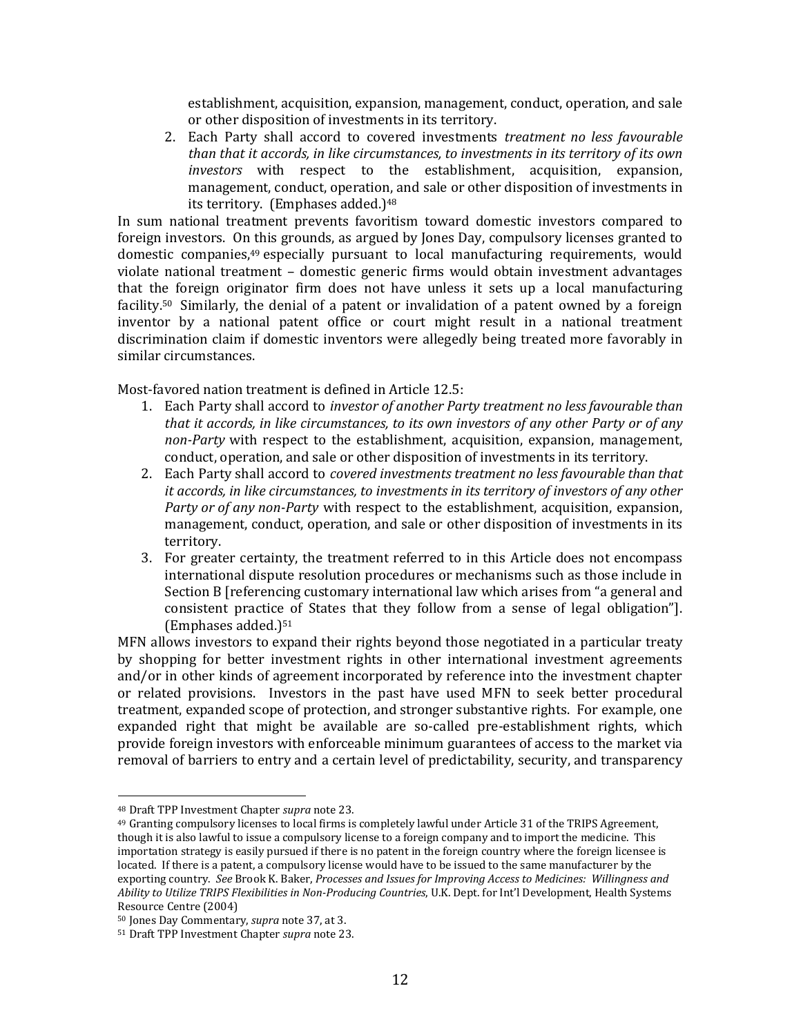establishment, acquisition, expansion, management, conduct, operation, and sale or other disposition of investments in its territory.

2. Each Party shall accord to covered investments *treatment no less favourable than that it accords, in like circumstances, to investments in its territory of its own investors* with respect to the establishment, acquisition, expansion, management, conduct, operation, and sale or other disposition of investments in its territory. (Emphases added.)[48]

In sum national treatment prevents favoritism toward domestic investors compared to foreign investors. On this grounds, as argued by Jones Day, compulsory licenses granted to domestic companies,[49] especially pursuant to local manufacturing requirements, would violate national treatment – domestic generic firms would obtain investment advantages that the foreign originator firm does not have unless it sets up a local manufacturing facility.[50] Similarly, the denial of a patent or invalidation of a patent owned by a foreign inventor by a national patent office or court might result in a national treatment discrimination claim if domestic inventors were allegedly being treated more favorably in similar circumstances.

Most-favored nation treatment is defined in Article 12.5:

1. Each Party shall accord to *investor of another Party treatment no less favourable than that it accords, in like circumstances, to its own investors of any other Party or of any non-Party* with respect to the establishment, acquisition, expansion, management, conduct, operation, and sale or other disposition of investments in its territory.
2. Each Party shall accord to *covered investments treatment no less favourable than that it accords, in like circumstances, to investments in its territory of investors of any other Party or of any non-Party* with respect to the establishment, acquisition, expansion, management, conduct, operation, and sale or other disposition of investments in its territory.
3. For greater certainty, the treatment referred to in this Article does not encompass international dispute resolution procedures or mechanisms such as those include in Section B [referencing customary international law which arises from "a general and consistent practice of States that they follow from a sense of legal obligation"]. (Emphases added.)[51]

MFN allows investors to expand their rights beyond those negotiated in a particular treaty by shopping for better investment rights in other international investment agreements and/or in other kinds of agreement incorporated by reference into the investment chapter or related provisions. Investors in the past have used MFN to seek better procedural treatment, expanded scope of protection, and stronger substantive rights. For example, one expanded right that might be available are so-called pre-establishment rights, which provide foreign investors with enforceable minimum guarantees of access to the market via removal of barriers to entry and a certain level of predictability, security, and transparency

---

[48] Draft TPP Investment Chapter *supra* note 23.

[49] Granting compulsory licenses to local firms is completely lawful under Article 31 of the TRIPS Agreement, though it is also lawful to issue a compulsory license to a foreign company and to import the medicine. This importation strategy is easily pursued if there is no patent in the foreign country where the foreign licensee is located. If there is a patent, a compulsory license would have to be issued to the same manufacturer by the exporting country. *See* Brook K. Baker, *Processes and Issues for Improving Access to Medicines: Willingness and Ability to Utilize TRIPS Flexibilities in Non-Producing Countries*, U.K. Dept. for Int'l Development, Health Systems Resource Centre (2004)

[50] Jones Day Commentary, *supra* note 37, at 3.

[51] Draft TPP Investment Chapter *supra* note 23.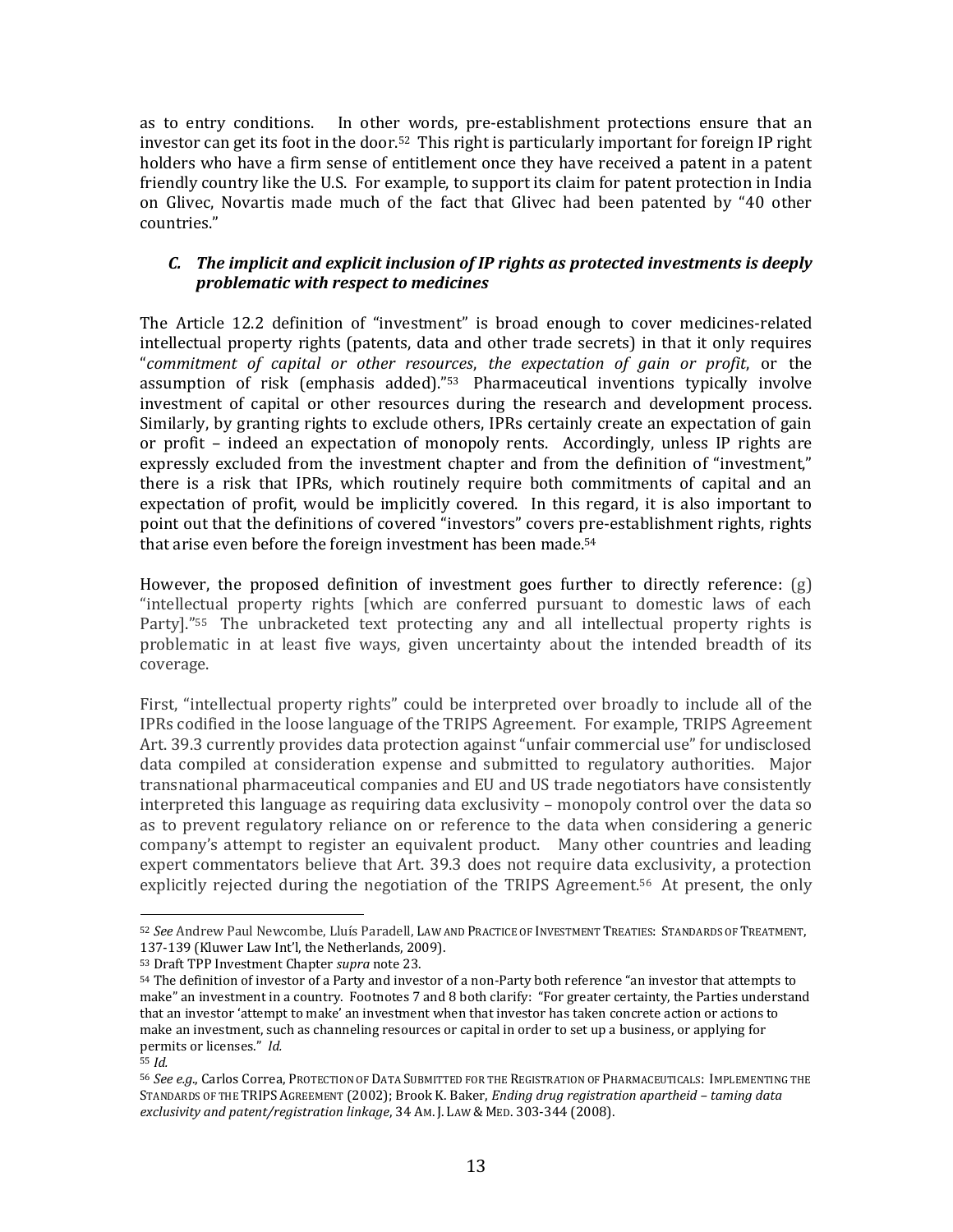as to entry conditions. In other words, pre-establishment protections ensure that an investor can get its foot in the door.[52] This right is particularly important for foreign IP right holders who have a firm sense of entitlement once they have received a patent in a patent friendly country like the U.S. For example, to support its claim for patent protection in India on Glivec, Novartis made much of the fact that Glivec had been patented by "40 other countries."

### *C. The implicit and explicit inclusion of IP rights as protected investments is deeply problematic with respect to medicines*

The Article 12.2 definition of "investment" is broad enough to cover medicines-related intellectual property rights (patents, data and other trade secrets) in that it only requires "*commitment of capital or other resources*, *the expectation of gain or profit*, or the assumption of risk (emphasis added)."[53] Pharmaceutical inventions typically involve investment of capital or other resources during the research and development process. Similarly, by granting rights to exclude others, IPRs certainly create an expectation of gain or profit – indeed an expectation of monopoly rents. Accordingly, unless IP rights are expressly excluded from the investment chapter and from the definition of "investment," there is a risk that IPRs, which routinely require both commitments of capital and an expectation of profit, would be implicitly covered. In this regard, it is also important to point out that the definitions of covered "investors" covers pre-establishment rights, rights that arise even before the foreign investment has been made.[54]

However, the proposed definition of investment goes further to directly reference: (g) "intellectual property rights [which are conferred pursuant to domestic laws of each Party]."[55] The unbracketed text protecting any and all intellectual property rights is problematic in at least five ways, given uncertainty about the intended breadth of its coverage.

First, "intellectual property rights" could be interpreted over broadly to include all of the IPRs codified in the loose language of the TRIPS Agreement. For example, TRIPS Agreement Art. 39.3 currently provides data protection against "unfair commercial use" for undisclosed data compiled at consideration expense and submitted to regulatory authorities. Major transnational pharmaceutical companies and EU and US trade negotiators have consistently interpreted this language as requiring data exclusivity – monopoly control over the data so as to prevent regulatory reliance on or reference to the data when considering a generic company's attempt to register an equivalent product. Many other countries and leading expert commentators believe that Art. 39.3 does not require data exclusivity, a protection explicitly rejected during the negotiation of the TRIPS Agreement.[56] At present, the only

---

[52] *See* Andrew Paul Newcombe, Lluís Paradell, LAW AND PRACTICE OF INVESTMENT TREATIES: STANDARDS OF TREATMENT, 137-139 (Kluwer Law Int'l, the Netherlands, 2009).

[53] Draft TPP Investment Chapter *supra* note 23.

[54] The definition of investor of a Party and investor of a non-Party both reference "an investor that attempts to make" an investment in a country. Footnotes 7 and 8 both clarify: "For greater certainty, the Parties understand that an investor 'attempt to make' an investment when that investor has taken concrete action or actions to make an investment, such as channeling resources or capital in order to set up a business, or applying for permits or licenses." *Id.*

[55] *Id.*

[56] *See e.g.*, Carlos Correa, PROTECTION OF DATA SUBMITTED FOR THE REGISTRATION OF PHARMACEUTICALS: IMPLEMENTING THE STANDARDS OF THE TRIPS AGREEMENT (2002); Brook K. Baker, *Ending drug registration apartheid – taming data exclusivity and patent/registration linkage*, 34 AM. J. LAW & MED. 303-344 (2008).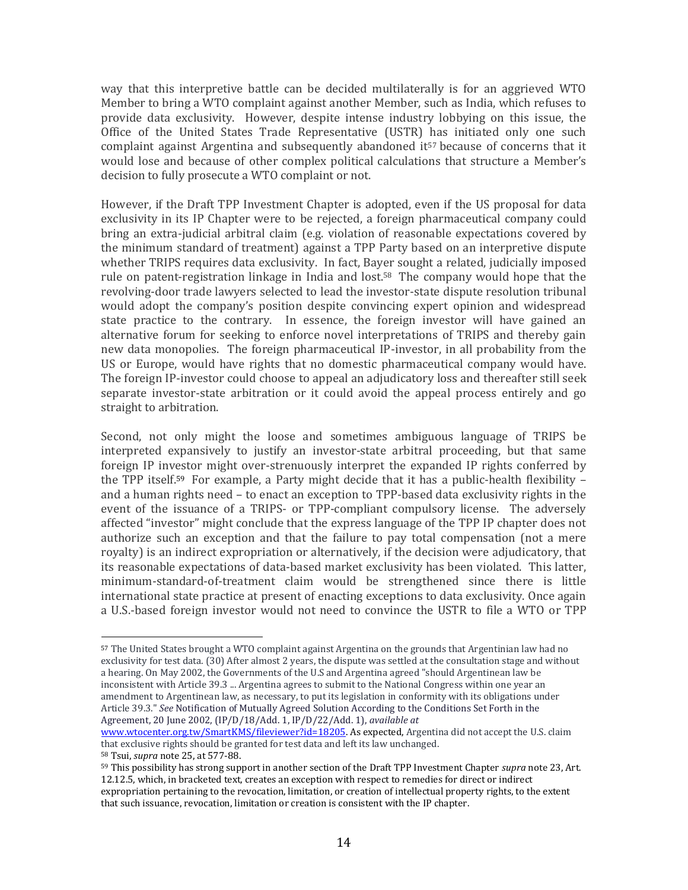way that this interpretive battle can be decided multilaterally is for an aggrieved WTO Member to bring a WTO complaint against another Member, such as India, which refuses to provide data exclusivity. However, despite intense industry lobbying on this issue, the Office of the United States Trade Representative (USTR) has initiated only one such complaint against Argentina and subsequently abandoned it[57] because of concerns that it would lose and because of other complex political calculations that structure a Member's decision to fully prosecute a WTO complaint or not.

However, if the Draft TPP Investment Chapter is adopted, even if the US proposal for data exclusivity in its IP Chapter were to be rejected, a foreign pharmaceutical company could bring an extra-judicial arbitral claim (e.g. violation of reasonable expectations covered by the minimum standard of treatment) against a TPP Party based on an interpretive dispute whether TRIPS requires data exclusivity. In fact, Bayer sought a related, judicially imposed rule on patent-registration linkage in India and lost.[58] The company would hope that the revolving-door trade lawyers selected to lead the investor-state dispute resolution tribunal would adopt the company's position despite convincing expert opinion and widespread state practice to the contrary. In essence, the foreign investor will have gained an alternative forum for seeking to enforce novel interpretations of TRIPS and thereby gain new data monopolies. The foreign pharmaceutical IP-investor, in all probability from the US or Europe, would have rights that no domestic pharmaceutical company would have. The foreign IP-investor could choose to appeal an adjudicatory loss and thereafter still seek separate investor-state arbitration or it could avoid the appeal process entirely and go straight to arbitration.

Second, not only might the loose and sometimes ambiguous language of TRIPS be interpreted expansively to justify an investor-state arbitral proceeding, but that same foreign IP investor might over-strenuously interpret the expanded IP rights conferred by the TPP itself.[59] For example, a Party might decide that it has a public-health flexibility – and a human rights need – to enact an exception to TPP-based data exclusivity rights in the event of the issuance of a TRIPS- or TPP-compliant compulsory license. The adversely affected "investor" might conclude that the express language of the TPP IP chapter does not authorize such an exception and that the failure to pay total compensation (not a mere royalty) is an indirect expropriation or alternatively, if the decision were adjudicatory, that its reasonable expectations of data-based market exclusivity has been violated. This latter, minimum-standard-of-treatment claim would be strengthened since there is little international state practice at present of enacting exceptions to data exclusivity. Once again a U.S.-based foreign investor would not need to convince the USTR to file a WTO or TPP

---

[57] The United States brought a WTO complaint against Argentina on the grounds that Argentinian law had no exclusivity for test data. (30) After almost 2 years, the dispute was settled at the consultation stage and without a hearing. On May 2002, the Governments of the U.S and Argentina agreed "should Argentinean law be inconsistent with Article 39.3 ... Argentina agrees to submit to the National Congress within one year an amendment to Argentinean law, as necessary, to put its legislation in conformity with its obligations under Article 39.3." *See* Notification of Mutually Agreed Solution According to the Conditions Set Forth in the Agreement, 20 June 2002, (IP/D/18/Add. 1, IP/D/22/Add. 1), *available at* www.wtocenter.org.tw/SmartKMS/fileviewer?id=18205. As expected, Argentina did not accept the U.S. claim that exclusive rights should be granted for test data and left its law unchanged.

[58] Tsui, *supra* note 25, at 577-88.

[59] This possibility has strong support in another section of the Draft TPP Investment Chapter *supra* note 23, Art. 12.12.5, which, in bracketed text, creates an exception with respect to remedies for direct or indirect expropriation pertaining to the revocation, limitation, or creation of intellectual property rights, to the extent that such issuance, revocation, limitation or creation is consistent with the IP chapter.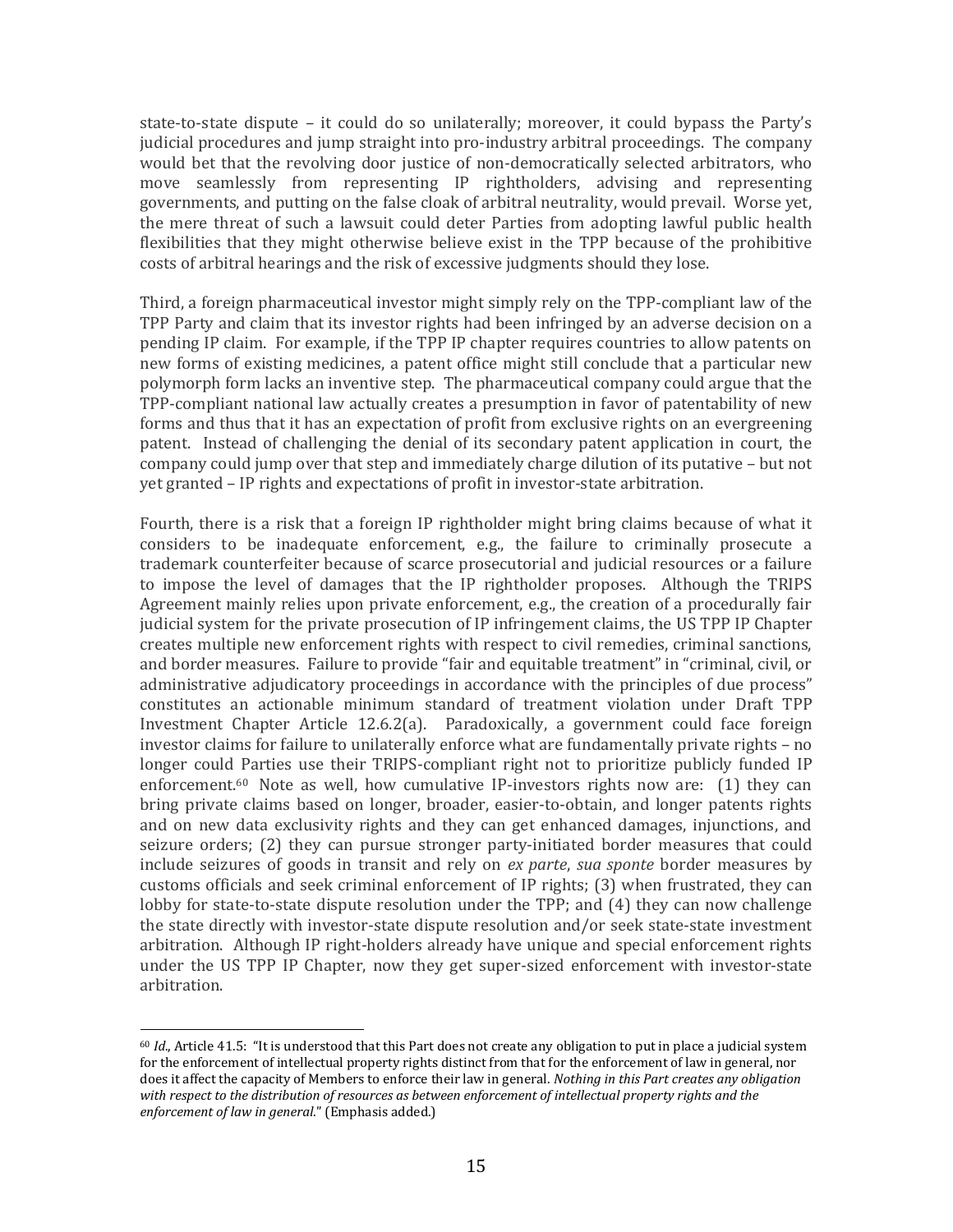state-to-state dispute – it could do so unilaterally; moreover, it could bypass the Party's judicial procedures and jump straight into pro-industry arbitral proceedings. The company would bet that the revolving door justice of non-democratically selected arbitrators, who move seamlessly from representing IP rightholders, advising and representing governments, and putting on the false cloak of arbitral neutrality, would prevail. Worse yet, the mere threat of such a lawsuit could deter Parties from adopting lawful public health flexibilities that they might otherwise believe exist in the TPP because of the prohibitive costs of arbitral hearings and the risk of excessive judgments should they lose.

Third, a foreign pharmaceutical investor might simply rely on the TPP-compliant law of the TPP Party and claim that its investor rights had been infringed by an adverse decision on a pending IP claim. For example, if the TPP IP chapter requires countries to allow patents on new forms of existing medicines, a patent office might still conclude that a particular new polymorph form lacks an inventive step. The pharmaceutical company could argue that the TPP-compliant national law actually creates a presumption in favor of patentability of new forms and thus that it has an expectation of profit from exclusive rights on an evergreening patent. Instead of challenging the denial of its secondary patent application in court, the company could jump over that step and immediately charge dilution of its putative – but not yet granted – IP rights and expectations of profit in investor-state arbitration.

Fourth, there is a risk that a foreign IP rightholder might bring claims because of what it considers to be inadequate enforcement, e.g., the failure to criminally prosecute a trademark counterfeiter because of scarce prosecutorial and judicial resources or a failure to impose the level of damages that the IP rightholder proposes. Although the TRIPS Agreement mainly relies upon private enforcement, e.g., the creation of a procedurally fair judicial system for the private prosecution of IP infringement claims, the US TPP IP Chapter creates multiple new enforcement rights with respect to civil remedies, criminal sanctions, and border measures. Failure to provide "fair and equitable treatment" in "criminal, civil, or administrative adjudicatory proceedings in accordance with the principles of due process" constitutes an actionable minimum standard of treatment violation under Draft TPP Investment Chapter Article 12.6.2(a). Paradoxically, a government could face foreign investor claims for failure to unilaterally enforce what are fundamentally private rights – no longer could Parties use their TRIPS-compliant right not to prioritize publicly funded IP enforcement.[60] Note as well, how cumulative IP-investors rights now are: (1) they can bring private claims based on longer, broader, easier-to-obtain, and longer patents rights and on new data exclusivity rights and they can get enhanced damages, injunctions, and seizure orders; (2) they can pursue stronger party-initiated border measures that could include seizures of goods in transit and rely on *ex parte*, *sua sponte* border measures by customs officials and seek criminal enforcement of IP rights; (3) when frustrated, they can lobby for state-to-state dispute resolution under the TPP; and (4) they can now challenge the state directly with investor-state dispute resolution and/or seek state-state investment arbitration. Although IP right-holders already have unique and special enforcement rights under the US TPP IP Chapter, now they get super-sized enforcement with investor-state arbitration.

---

[60] *Id*., Article 41.5: "It is understood that this Part does not create any obligation to put in place a judicial system for the enforcement of intellectual property rights distinct from that for the enforcement of law in general, nor does it affect the capacity of Members to enforce their law in general. *Nothing in this Part creates any obligation with respect to the distribution of resources as between enforcement of intellectual property rights and the enforcement of law in general*." (Emphasis added.)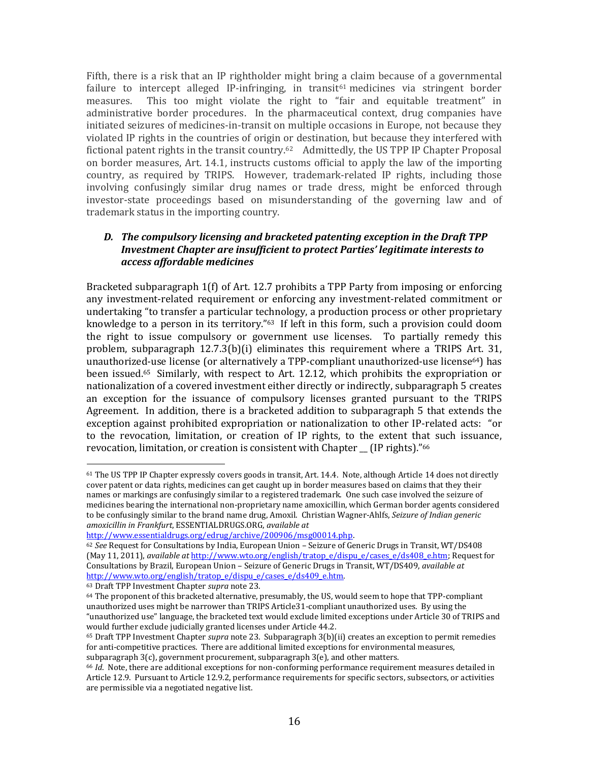Fifth, there is a risk that an IP rightholder might bring a claim because of a governmental failure to intercept alleged IP-infringing, in transit[61] medicines via stringent border measures. This too might violate the right to "fair and equitable treatment" in administrative border procedures. In the pharmaceutical context, drug companies have initiated seizures of medicines-in-transit on multiple occasions in Europe, not because they violated IP rights in the countries of origin or destination, but because they interfered with fictional patent rights in the transit country.[62] Admittedly, the US TPP IP Chapter Proposal on border measures, Art. 14.1, instructs customs official to apply the law of the importing country, as required by TRIPS. However, trademark-related IP rights, including those involving confusingly similar drug names or trade dress, might be enforced through investor-state proceedings based on misunderstanding of the governing law and of trademark status in the importing country.

### *D. The compulsory licensing and bracketed patenting exception in the Draft TPP Investment Chapter are insufficient to protect Parties' legitimate interests to access affordable medicines*

Bracketed subparagraph 1(f) of Art. 12.7 prohibits a TPP Party from imposing or enforcing any investment-related requirement or enforcing any investment-related commitment or undertaking "to transfer a particular technology, a production process or other proprietary knowledge to a person in its territory."[63] If left in this form, such a provision could doom the right to issue compulsory or government use licenses. To partially remedy this problem, subparagraph 12.7.3(b)(i) eliminates this requirement where a TRIPS Art. 31, unauthorized-use license (or alternatively a TPP-compliant unauthorized-use license[64]) has been issued.[65] Similarly, with respect to Art. 12.12, which prohibits the expropriation or nationalization of a covered investment either directly or indirectly, subparagraph 5 creates an exception for the issuance of compulsory licenses granted pursuant to the TRIPS Agreement. In addition, there is a bracketed addition to subparagraph 5 that extends the exception against prohibited expropriation or nationalization to other IP-related acts: "or to the revocation, limitation, or creation of IP rights, to the extent that such issuance, revocation, limitation, or creation is consistent with Chapter __ (IP rights)."[66]

---

[61] The US TPP IP Chapter expressly covers goods in transit, Art. 14.4. Note, although Article 14 does not directly cover patent or data rights, medicines can get caught up in border measures based on claims that they their names or markings are confusingly similar to a registered trademark. One such case involved the seizure of medicines bearing the international non-proprietary name amoxicillin, which German border agents considered to be confusingly similar to the brand name drug, Amoxil. Christian Wagner-Ahlfs, *Seizure of Indian generic amoxicillin in Frankfurt*, ESSENTIALDRUGS.ORG, *available at* http://www.essentialdrugs.org/edrug/archive/200906/msg00014.php.

[62] *See* Request for Consultations by India, European Union – Seizure of Generic Drugs in Transit, WT/DS408 (May 11, 2011), *available at* http://www.wto.org/english/tratop_e/dispu_e/cases_e/ds408_e.htm; Request for Consultations by Brazil, European Union – Seizure of Generic Drugs in Transit, WT/DS409, *available at* http://www.wto.org/english/tratop_e/dispu_e/cases_e/ds409_e.htm.

[63] Draft TPP Investment Chapter *supra* note 23.

[64] The proponent of this bracketed alternative, presumably, the US, would seem to hope that TPP-compliant unauthorized uses might be narrower than TRIPS Article31-compliant unauthorized uses. By using the "unauthorized use" language, the bracketed text would exclude limited exceptions under Article 30 of TRIPS and would further exclude judicially granted licenses under Article 44.2.

[65] Draft TPP Investment Chapter *supra* note 23. Subparagraph 3(b)(ii) creates an exception to permit remedies for anti-competitive practices. There are additional limited exceptions for environmental measures, subparagraph 3(c), government procurement, subparagraph 3(e), and other matters.

[66] *Id*. Note, there are additional exceptions for non-conforming performance requirement measures detailed in Article 12.9. Pursuant to Article 12.9.2, performance requirements for specific sectors, subsectors, or activities are permissible via a negotiated negative list.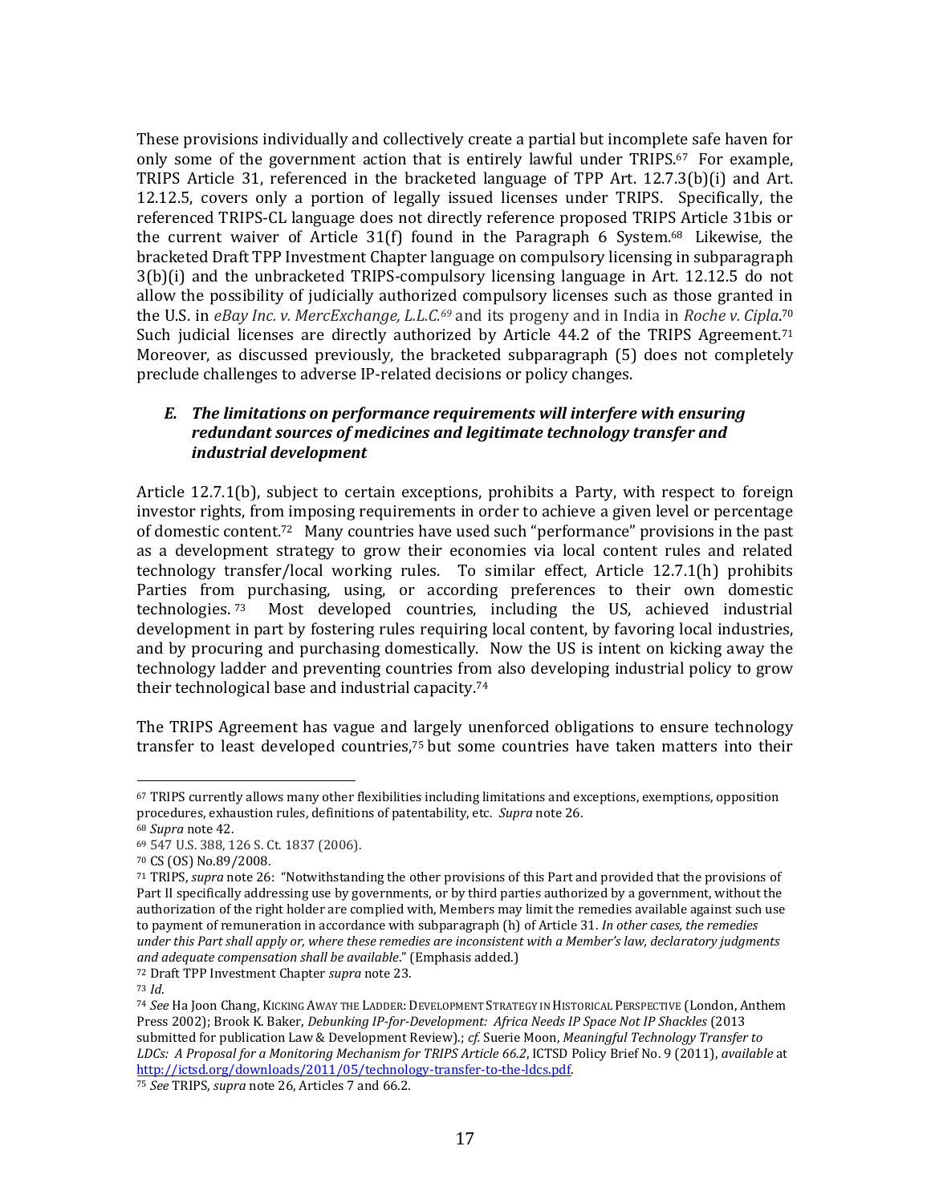These provisions individually and collectively create a partial but incomplete safe haven for only some of the government action that is entirely lawful under TRIPS.[67] For example, TRIPS Article 31, referenced in the bracketed language of TPP Art. 12.7.3(b)(i) and Art. 12.12.5, covers only a portion of legally issued licenses under TRIPS. Specifically, the referenced TRIPS-CL language does not directly reference proposed TRIPS Article 31bis or the current waiver of Article 31(f) found in the Paragraph 6 System.[68] Likewise, the bracketed Draft TPP Investment Chapter language on compulsory licensing in subparagraph 3(b)(i) and the unbracketed TRIPS-compulsory licensing language in Art. 12.12.5 do not allow the possibility of judicially authorized compulsory licenses such as those granted in the U.S. in *eBay Inc. v. MercExchange, L.L.C.*[69] and its progeny and in India in *Roche v. Cipla*.[70] Such judicial licenses are directly authorized by Article 44.2 of the TRIPS Agreement.[71] Moreover, as discussed previously, the bracketed subparagraph (5) does not completely preclude challenges to adverse IP-related decisions or policy changes.

### *E. The limitations on performance requirements will interfere with ensuring redundant sources of medicines and legitimate technology transfer and industrial development*

Article 12.7.1(b), subject to certain exceptions, prohibits a Party, with respect to foreign investor rights, from imposing requirements in order to achieve a given level or percentage of domestic content.[72] Many countries have used such "performance" provisions in the past as a development strategy to grow their economies via local content rules and related technology transfer/local working rules. To similar effect, Article 12.7.1(h) prohibits Parties from purchasing, using, or according preferences to their own domestic technologies.[73] Most developed countries, including the US, achieved industrial development in part by fostering rules requiring local content, by favoring local industries, and by procuring and purchasing domestically. Now the US is intent on kicking away the technology ladder and preventing countries from also developing industrial policy to grow their technological base and industrial capacity.[74]

The TRIPS Agreement has vague and largely unenforced obligations to ensure technology transfer to least developed countries,[75] but some countries have taken matters into their

---

[67] TRIPS currently allows many other flexibilities including limitations and exceptions, exemptions, opposition procedures, exhaustion rules, definitions of patentability, etc. *Supra* note 26.

[68] *Supra* note 42.

[69] 547 U.S. 388, 126 S. Ct. 1837 (2006).

[70] CS (OS) No.89/2008.

[71] TRIPS, *supra* note 26: "Notwithstanding the other provisions of this Part and provided that the provisions of Part II specifically addressing use by governments, or by third parties authorized by a government, without the authorization of the right holder are complied with, Members may limit the remedies available against such use to payment of remuneration in accordance with subparagraph (h) of Article 31. *In other cases, the remedies under this Part shall apply or, where these remedies are inconsistent with a Member's law, declaratory judgments and adequate compensation shall be available*." (Emphasis added.)

[72] Draft TPP Investment Chapter *supra* note 23.

[73] *Id*.

[74] *See* Ha Joon Chang, KICKING AWAY THE LADDER: DEVELOPMENT STRATEGY IN HISTORICAL PERSPECTIVE (London, Anthem Press 2002); Brook K. Baker, *Debunking IP-for-Development: Africa Needs IP Space Not IP Shackles* (2013 submitted for publication Law & Development Review).; *cf.* Suerie Moon, *Meaningful Technology Transfer to LDCs: A Proposal for a Monitoring Mechanism for TRIPS Article 66.2*, ICTSD Policy Brief No. 9 (2011), *available* at http://ictsd.org/downloads/2011/05/technology-transfer-to-the-ldcs.pdf.

[75] *See* TRIPS, *supra* note 26, Articles 7 and 66.2.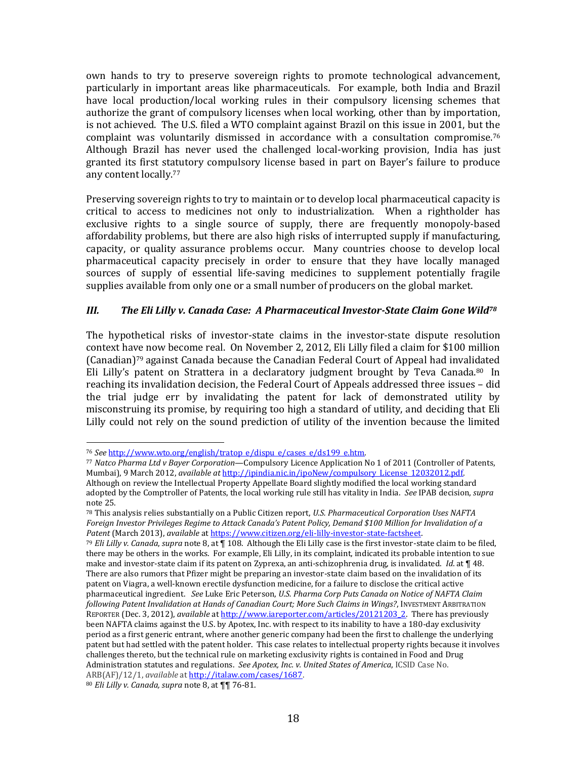own hands to try to preserve sovereign rights to promote technological advancement, particularly in important areas like pharmaceuticals. For example, both India and Brazil have local production/local working rules in their compulsory licensing schemes that authorize the grant of compulsory licenses when local working, other than by importation, is not achieved. The U.S. filed a WTO complaint against Brazil on this issue in 2001, but the complaint was voluntarily dismissed in accordance with a consultation compromise.[76] Although Brazil has never used the challenged local-working provision, India has just granted its first statutory compulsory license based in part on Bayer's failure to produce any content locally.[77]

Preserving sovereign rights to try to maintain or to develop local pharmaceutical capacity is critical to access to medicines not only to industrialization. When a rightholder has exclusive rights to a single source of supply, there are frequently monopoly-based affordability problems, but there are also high risks of interrupted supply if manufacturing, capacity, or quality assurance problems occur. Many countries choose to develop local pharmaceutical capacity precisely in order to ensure that they have locally managed sources of supply of essential life-saving medicines to supplement potentially fragile supplies available from only one or a small number of producers on the global market.

### *III. The Eli Lilly v. Canada Case: A Pharmaceutical Investor-State Claim Gone Wild*[78]

The hypothetical risks of investor-state claims in the investor-state dispute resolution context have now become real. On November 2, 2012, Eli Lilly filed a claim for $100 million (Canadian)[79] against Canada because the Canadian Federal Court of Appeal had invalidated Eli Lilly's patent on Strattera in a declaratory judgment brought by Teva Canada.[80] In reaching its invalidation decision, the Federal Court of Appeals addressed three issues – did the trial judge err by invalidating the patent for lack of demonstrated utility by misconstruing its promise, by requiring too high a standard of utility, and deciding that Eli Lilly could not rely on the sound prediction of utility of the invention because the limited

---

[76] *See* http://www.wto.org/english/tratop_e/dispu_e/cases_e/ds199_e.htm.

[77] *Natco Pharma Ltd v Bayer Corporation*—Compulsory Licence Application No 1 of 2011 (Controller of Patents, Mumbai), 9 March 2012, *available at* http://ipindia.nic.in/ipoNew/compulsory_License_12032012.pdf. Although on review the Intellectual Property Appellate Board slightly modified the local working standard adopted by the Comptroller of Patents, the local working rule still has vitality in India. *See* IPAB decision, *supra* note 25.

[78] This analysis relies substantially on a Public Citizen report, *U.S. Pharmaceutical Corporation Uses NAFTA Foreign Investor Privileges Regime to Attack Canada's Patent Policy, Demand $100 Million for Invalidation of a Patent* (March 2013), *available* at https://www.citizen.org/eli-lilly-investor-state-factsheet.

[79] *Eli Lilly v. Canada*, *supra* note 8, at ¶ 108. Although the Eli Lilly case is the first investor-state claim to be filed, there may be others in the works. For example, Eli Lilly, in its complaint, indicated its probable intention to sue make and investor-state claim if its patent on Zyprexa, an anti-schizophrenia drug, is invalidated. *Id.* at ¶ 48. There are also rumors that Pfizer might be preparing an investor-state claim based on the invalidation of its patent on Viagra, a well-known erectile dysfunction medicine, for a failure to disclose the critical active pharmaceutical ingredient. *See* Luke Eric Peterson, *U.S. Pharma Corp Puts Canada on Notice of NAFTA Claim following Patent Invalidation at Hands of Canadian Court; More Such Claims in Wings?*, INVESTMENT ARBITRATION REPORTER (Dec. 3, 2012), *available* at http://www.iareporter.com/articles/20121203_2. There has previously been NAFTA claims against the U.S. by Apotex, Inc. with respect to its inability to have a 180-day exclusivity period as a first generic entrant, where another generic company had been the first to challenge the underlying patent but had settled with the patent holder. This case relates to intellectual property rights because it involves challenges thereto, but the technical rule on marketing exclusivity rights is contained in Food and Drug Administration statutes and regulations. *See Apotex, Inc. v. United States of America*, ICSID Case No. ARB(AF)/12/1, *available* at http://italaw.com/cases/1687.

[80] *Eli Lilly v. Canada, supra* note 8, at ¶¶ 76-81.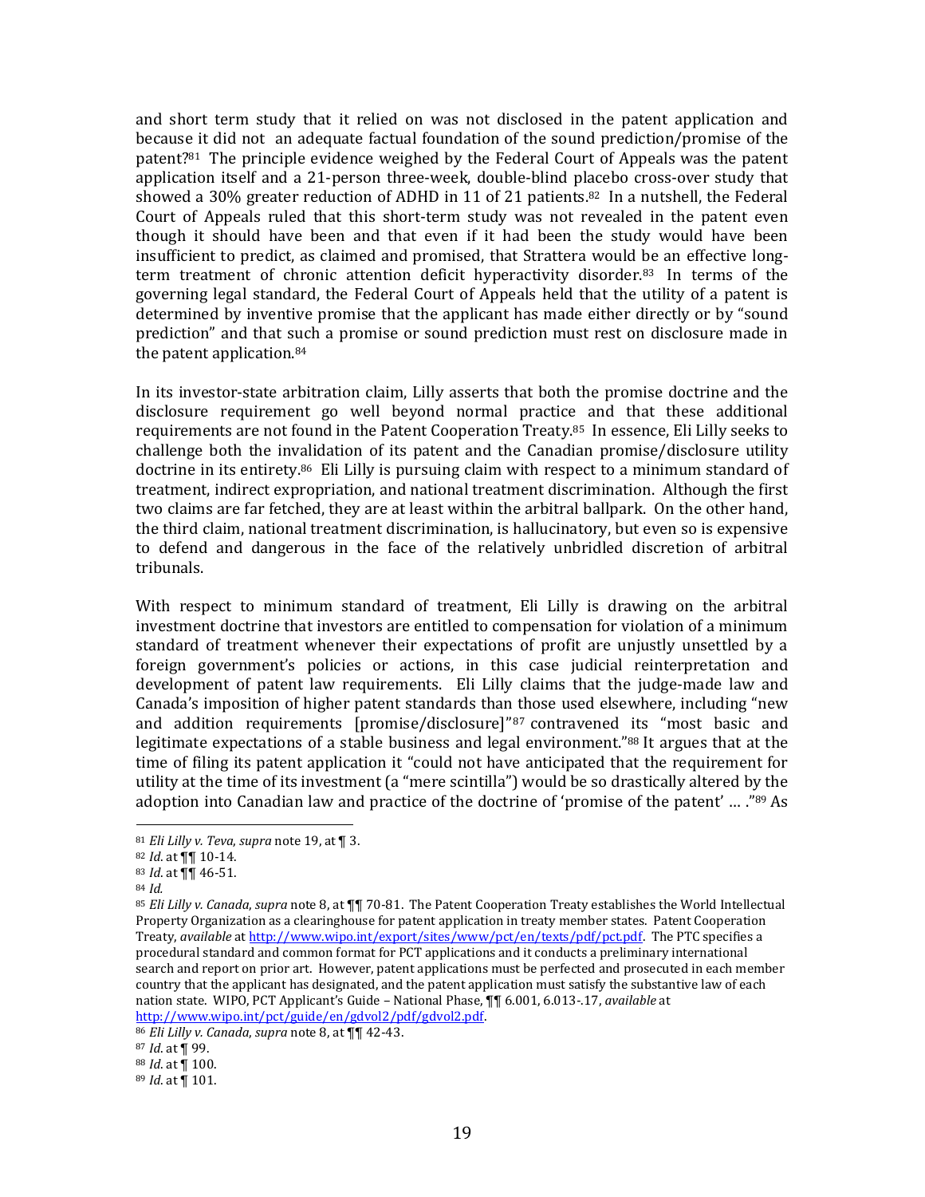and short term study that it relied on was not disclosed in the patent application and because it did not an adequate factual foundation of the sound prediction/promise of the patent?[81] The principle evidence weighed by the Federal Court of Appeals was the patent application itself and a 21-person three-week, double-blind placebo cross-over study that showed a 30% greater reduction of ADHD in 11 of 21 patients.[82] In a nutshell, the Federal Court of Appeals ruled that this short-term study was not revealed in the patent even though it should have been and that even if it had been the study would have been insufficient to predict, as claimed and promised, that Strattera would be an effective long-term treatment of chronic attention deficit hyperactivity disorder.[83] In terms of the governing legal standard, the Federal Court of Appeals held that the utility of a patent is determined by inventive promise that the applicant has made either directly or by "sound prediction" and that such a promise or sound prediction must rest on disclosure made in the patent application.[84]

In its investor-state arbitration claim, Lilly asserts that both the promise doctrine and the disclosure requirement go well beyond normal practice and that these additional requirements are not found in the Patent Cooperation Treaty.[85] In essence, Eli Lilly seeks to challenge both the invalidation of its patent and the Canadian promise/disclosure utility doctrine in its entirety.[86] Eli Lilly is pursuing claim with respect to a minimum standard of treatment, indirect expropriation, and national treatment discrimination. Although the first two claims are far fetched, they are at least within the arbitral ballpark. On the other hand, the third claim, national treatment discrimination, is hallucinatory, but even so is expensive to defend and dangerous in the face of the relatively unbridled discretion of arbitral tribunals.

With respect to minimum standard of treatment, Eli Lilly is drawing on the arbitral investment doctrine that investors are entitled to compensation for violation of a minimum standard of treatment whenever their expectations of profit are unjustly unsettled by a foreign government's policies or actions, in this case judicial reinterpretation and development of patent law requirements. Eli Lilly claims that the judge-made law and Canada's imposition of higher patent standards than those used elsewhere, including "new and addition requirements [promise/disclosure]"[87] contravened its "most basic and legitimate expectations of a stable business and legal environment."[88] It argues that at the time of filing its patent application it "could not have anticipated that the requirement for utility at the time of its investment (a "mere scintilla") would be so drastically altered by the adoption into Canadian law and practice of the doctrine of 'promise of the patent' ... ."[89] As

---

[81] *Eli Lilly v. Teva*, *supra* note 19, at ¶ 3.

[82] *Id.* at ¶¶ 10-14.

[83] *Id.* at ¶¶ 46-51.

[84] *Id.*

[85] *Eli Lilly v. Canada*, *supra* note 8, at ¶¶ 70-81. The Patent Cooperation Treaty establishes the World Intellectual Property Organization as a clearinghouse for patent application in treaty member states. Patent Cooperation Treaty, *available* at http://www.wipo.int/export/sites/www/pct/en/texts/pdf/pct.pdf. The PTC specifies a procedural standard and common format for PCT applications and it conducts a preliminary international search and report on prior art. However, patent applications must be perfected and prosecuted in each member country that the applicant has designated, and the patent application must satisfy the substantive law of each nation state. WIPO, PCT Applicant's Guide – National Phase, ¶¶ 6.001, 6.013-.17, *available* at http://www.wipo.int/pct/guide/en/gdvol2/pdf/gdvol2.pdf.

[86] *Eli Lilly v. Canada*, *supra* note 8, at ¶¶ 42-43.

[87] *Id.* at ¶ 99.

[88] *Id.* at ¶ 100.

[89] *Id.* at ¶ 101.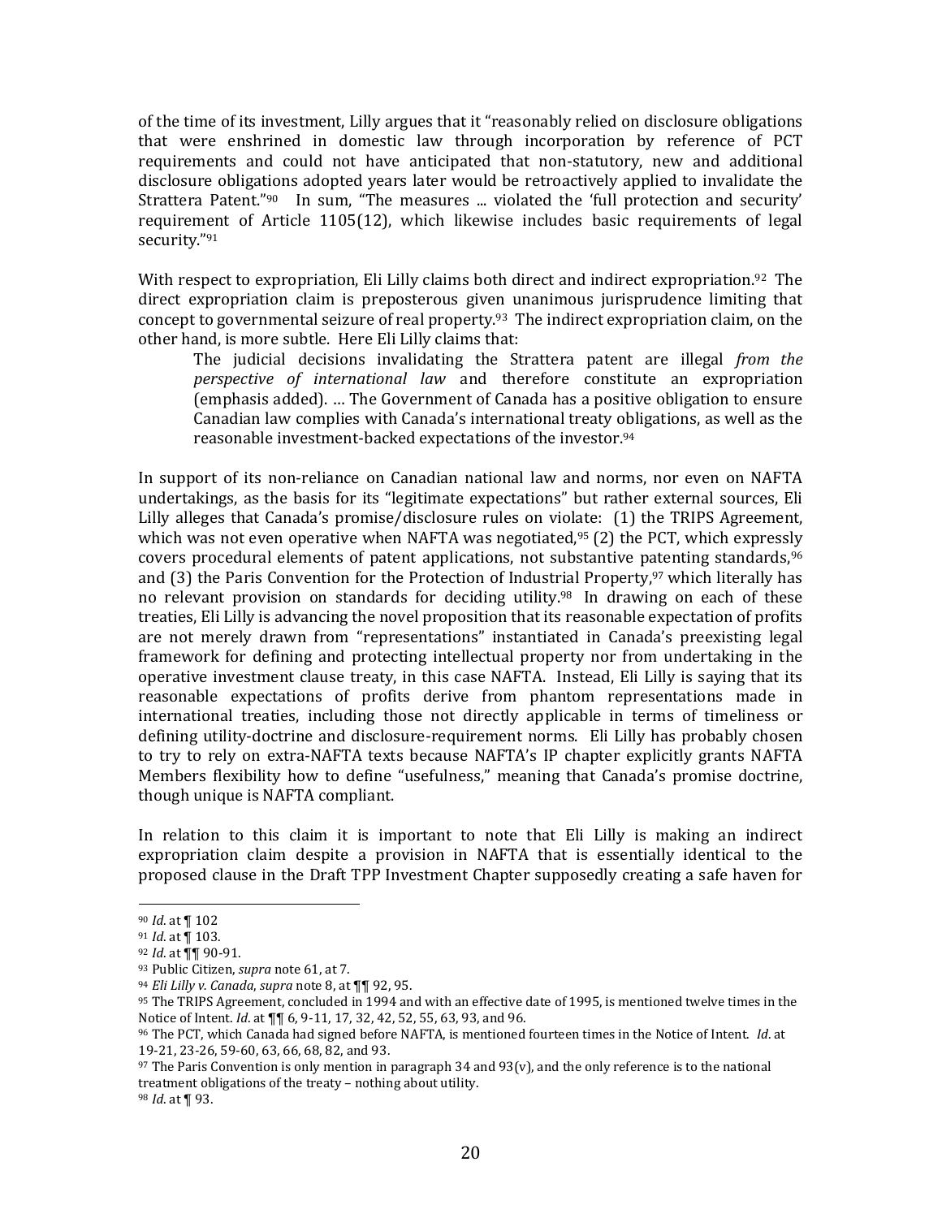of the time of its investment, Lilly argues that it "reasonably relied on disclosure obligations that were enshrined in domestic law through incorporation by reference of PCT requirements and could not have anticipated that non-statutory, new and additional disclosure obligations adopted years later would be retroactively applied to invalidate the Strattera Patent."[90] In sum, "The measures ... violated the 'full protection and security' requirement of Article 1105(12), which likewise includes basic requirements of legal security."[91]

With respect to expropriation, Eli Lilly claims both direct and indirect expropriation.[92] The direct expropriation claim is preposterous given unanimous jurisprudence limiting that concept to governmental seizure of real property.[93] The indirect expropriation claim, on the other hand, is more subtle. Here Eli Lilly claims that:

> The judicial decisions invalidating the Strattera patent are illegal *from the perspective of international law* and therefore constitute an expropriation (emphasis added). … The Government of Canada has a positive obligation to ensure Canadian law complies with Canada's international treaty obligations, as well as the reasonable investment-backed expectations of the investor.[94]

In support of its non-reliance on Canadian national law and norms, nor even on NAFTA undertakings, as the basis for its "legitimate expectations" but rather external sources, Eli Lilly alleges that Canada's promise/disclosure rules on violate: (1) the TRIPS Agreement, which was not even operative when NAFTA was negotiated,[95] (2) the PCT, which expressly covers procedural elements of patent applications, not substantive patenting standards,[96] and (3) the Paris Convention for the Protection of Industrial Property,[97] which literally has no relevant provision on standards for deciding utility.[98] In drawing on each of these treaties, Eli Lilly is advancing the novel proposition that its reasonable expectation of profits are not merely drawn from "representations" instantiated in Canada's preexisting legal framework for defining and protecting intellectual property nor from undertaking in the operative investment clause treaty, in this case NAFTA. Instead, Eli Lilly is saying that its reasonable expectations of profits derive from phantom representations made in international treaties, including those not directly applicable in terms of timeliness or defining utility-doctrine and disclosure-requirement norms. Eli Lilly has probably chosen to try to rely on extra-NAFTA texts because NAFTA's IP chapter explicitly grants NAFTA Members flexibility how to define "usefulness," meaning that Canada's promise doctrine, though unique is NAFTA compliant.

In relation to this claim it is important to note that Eli Lilly is making an indirect expropriation claim despite a provision in NAFTA that is essentially identical to the proposed clause in the Draft TPP Investment Chapter supposedly creating a safe haven for

---

[90] *Id*. at ¶ 102

[91] *Id*. at ¶ 103.

[92] *Id*. at ¶¶ 90-91.

[93] Public Citizen, *supra* note 61, at 7.

[94] *Eli Lilly v. Canada*, *supra* note 8, at ¶¶ 92, 95.

[95] The TRIPS Agreement, concluded in 1994 and with an effective date of 1995, is mentioned twelve times in the Notice of Intent. *Id*. at ¶¶ 6, 9-11, 17, 32, 42, 52, 55, 63, 93, and 96.

[96] The PCT, which Canada had signed before NAFTA, is mentioned fourteen times in the Notice of Intent. *Id*. at 19-21, 23-26, 59-60, 63, 66, 68, 82, and 93.

[97] The Paris Convention is only mention in paragraph 34 and 93(v), and the only reference is to the national treatment obligations of the treaty – nothing about utility.

[98] *Id*. at ¶ 93.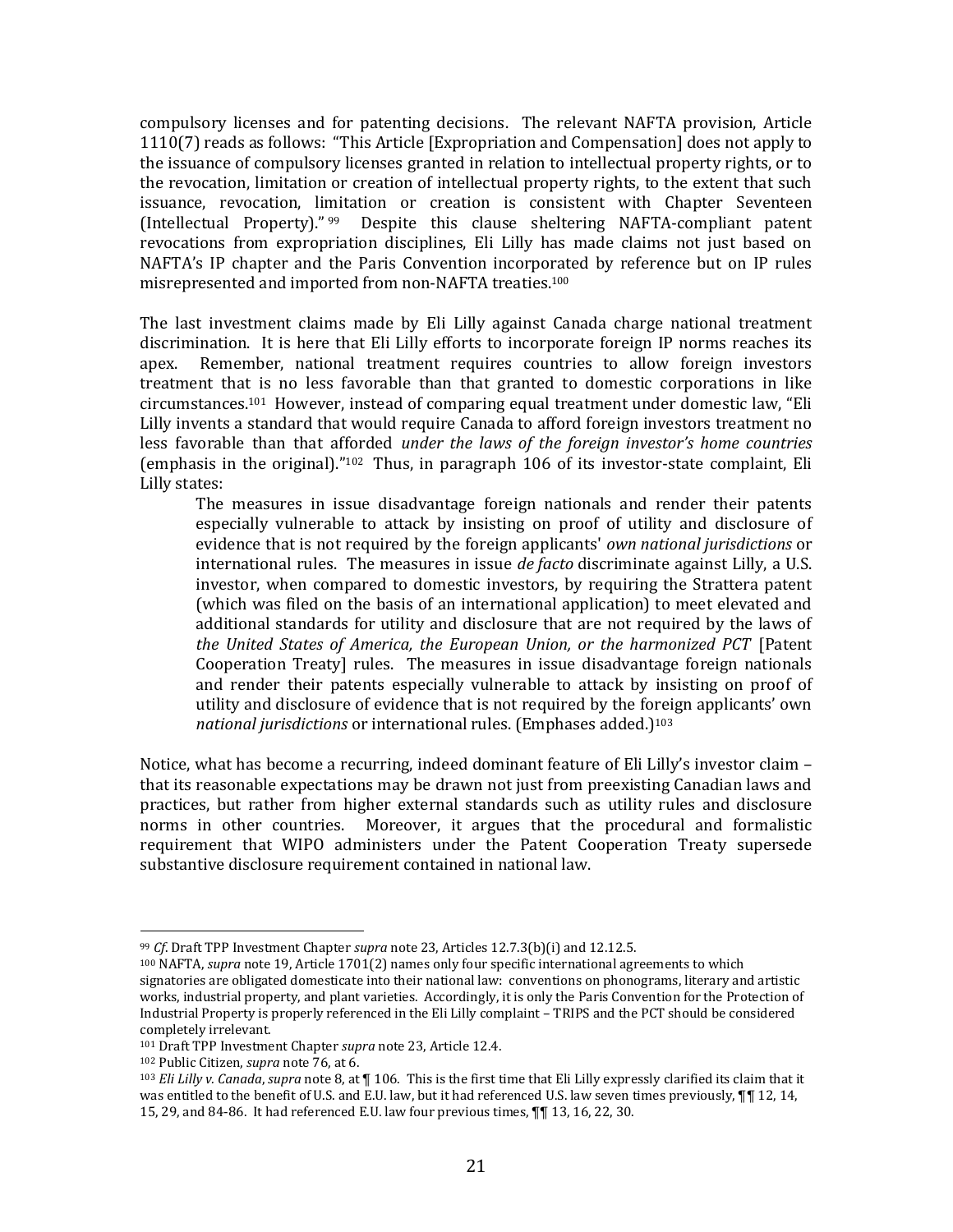compulsory licenses and for patenting decisions. The relevant NAFTA provision, Article 1110(7) reads as follows: "This Article [Expropriation and Compensation] does not apply to the issuance of compulsory licenses granted in relation to intellectual property rights, or to the revocation, limitation or creation of intellectual property rights, to the extent that such issuance, revocation, limitation or creation is consistent with Chapter Seventeen (Intellectual Property)."[99] Despite this clause sheltering NAFTA-compliant patent revocations from expropriation disciplines, Eli Lilly has made claims not just based on NAFTA's IP chapter and the Paris Convention incorporated by reference but on IP rules misrepresented and imported from non-NAFTA treaties.[100]

The last investment claims made by Eli Lilly against Canada charge national treatment discrimination. It is here that Eli Lilly efforts to incorporate foreign IP norms reaches its apex. Remember, national treatment requires countries to allow foreign investors treatment that is no less favorable than that granted to domestic corporations in like circumstances.[101] However, instead of comparing equal treatment under domestic law, "Eli Lilly invents a standard that would require Canada to afford foreign investors treatment no less favorable than that afforded *under the laws of the foreign investor's home countries* (emphasis in the original)."[102] Thus, in paragraph 106 of its investor-state complaint, Eli Lilly states:

> The measures in issue disadvantage foreign nationals and render their patents especially vulnerable to attack by insisting on proof of utility and disclosure of evidence that is not required by the foreign applicants' *own national jurisdictions* or international rules. The measures in issue *de facto* discriminate against Lilly, a U.S. investor, when compared to domestic investors, by requiring the Strattera patent (which was filed on the basis of an international application) to meet elevated and additional standards for utility and disclosure that are not required by the laws of *the United States of America, the European Union, or the harmonized PCT* [Patent Cooperation Treaty] rules. The measures in issue disadvantage foreign nationals and render their patents especially vulnerable to attack by insisting on proof of utility and disclosure of evidence that is not required by the foreign applicants' own *national jurisdictions* or international rules. (Emphases added.)[103]

Notice, what has become a recurring, indeed dominant feature of Eli Lilly's investor claim – that its reasonable expectations may be drawn not just from preexisting Canadian laws and practices, but rather from higher external standards such as utility rules and disclosure norms in other countries. Moreover, it argues that the procedural and formalistic requirement that WIPO administers under the Patent Cooperation Treaty supersede substantive disclosure requirement contained in national law.

---

[99] *Cf*. Draft TPP Investment Chapter *supra* note 23, Articles 12.7.3(b)(i) and 12.12.5.

[100] NAFTA, *supra* note 19, Article 1701(2) names only four specific international agreements to which signatories are obligated domesticate into their national law: conventions on phonograms, literary and artistic works, industrial property, and plant varieties. Accordingly, it is only the Paris Convention for the Protection of Industrial Property is properly referenced in the Eli Lilly complaint – TRIPS and the PCT should be considered completely irrelevant.

[101] Draft TPP Investment Chapter *supra* note 23, Article 12.4.

[102] Public Citizen, *supra* note 76, at 6.

[103] *Eli Lilly v. Canada*, *supra* note 8, at ¶ 106. This is the first time that Eli Lilly expressly clarified its claim that it was entitled to the benefit of U.S. and E.U. law, but it had referenced U.S. law seven times previously, ¶¶ 12, 14, 15, 29, and 84-86. It had referenced E.U. law four previous times, ¶¶ 13, 16, 22, 30.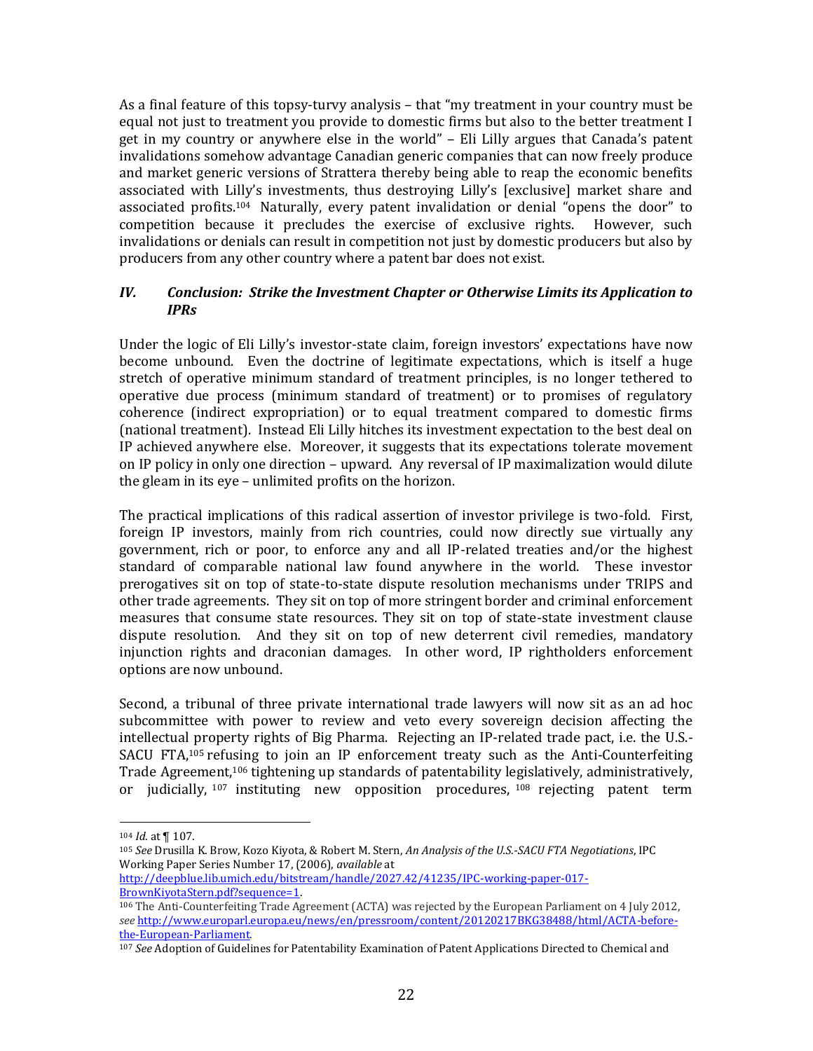As a final feature of this topsy-turvy analysis – that "my treatment in your country must be equal not just to treatment you provide to domestic firms but also to the better treatment I get in my country or anywhere else in the world" – Eli Lilly argues that Canada's patent invalidations somehow advantage Canadian generic companies that can now freely produce and market generic versions of Strattera thereby being able to reap the economic benefits associated with Lilly's investments, thus destroying Lilly's [exclusive] market share and associated profits.[104] Naturally, every patent invalidation or denial "opens the door" to competition because it precludes the exercise of exclusive rights. However, such invalidations or denials can result in competition not just by domestic producers but also by producers from any other country where a patent bar does not exist.

## *IV. Conclusion: Strike the Investment Chapter or Otherwise Limits its Application to IPRs*

Under the logic of Eli Lilly's investor-state claim, foreign investors' expectations have now become unbound. Even the doctrine of legitimate expectations, which is itself a huge stretch of operative minimum standard of treatment principles, is no longer tethered to operative due process (minimum standard of treatment) or to promises of regulatory coherence (indirect expropriation) or to equal treatment compared to domestic firms (national treatment). Instead Eli Lilly hitches its investment expectation to the best deal on IP achieved anywhere else. Moreover, it suggests that its expectations tolerate movement on IP policy in only one direction – upward. Any reversal of IP maximalization would dilute the gleam in its eye – unlimited profits on the horizon.

The practical implications of this radical assertion of investor privilege is two-fold. First, foreign IP investors, mainly from rich countries, could now directly sue virtually any government, rich or poor, to enforce any and all IP-related treaties and/or the highest standard of comparable national law found anywhere in the world. These investor prerogatives sit on top of state-to-state dispute resolution mechanisms under TRIPS and other trade agreements. They sit on top of more stringent border and criminal enforcement measures that consume state resources. They sit on top of state-state investment clause dispute resolution. And they sit on top of new deterrent civil remedies, mandatory injunction rights and draconian damages. In other word, IP rightholders enforcement options are now unbound.

Second, a tribunal of three private international trade lawyers will now sit as an ad hoc subcommittee with power to review and veto every sovereign decision affecting the intellectual property rights of Big Pharma. Rejecting an IP-related trade pact, i.e. the U.S.-SACU FTA,[105] refusing to join an IP enforcement treaty such as the Anti-Counterfeiting Trade Agreement,[106] tightening up standards of patentability legislatively, administratively, or judicially,[107] instituting new opposition procedures,[108] rejecting patent term

---

[104] *Id.* at ¶ 107.

[105] *See* Drusilla K. Brow, Kozo Kiyota, & Robert M. Stern, *An Analysis of the U.S.-SACU FTA Negotiations*, IPC Working Paper Series Number 17, (2006), *available* at http://deepblue.lib.umich.edu/bitstream/handle/2027.42/41235/IPC-working-paper-017-BrownKiyotaStern.pdf?sequence=1.

[106] The Anti-Counterfeiting Trade Agreement (ACTA) was rejected by the European Parliament on 4 July 2012, *see* http://www.europarl.europa.eu/news/en/pressroom/content/20120217BKG38488/html/ACTA-before-the-European-Parliament.

[107] *See* Adoption of Guidelines for Patentability Examination of Patent Applications Directed to Chemical and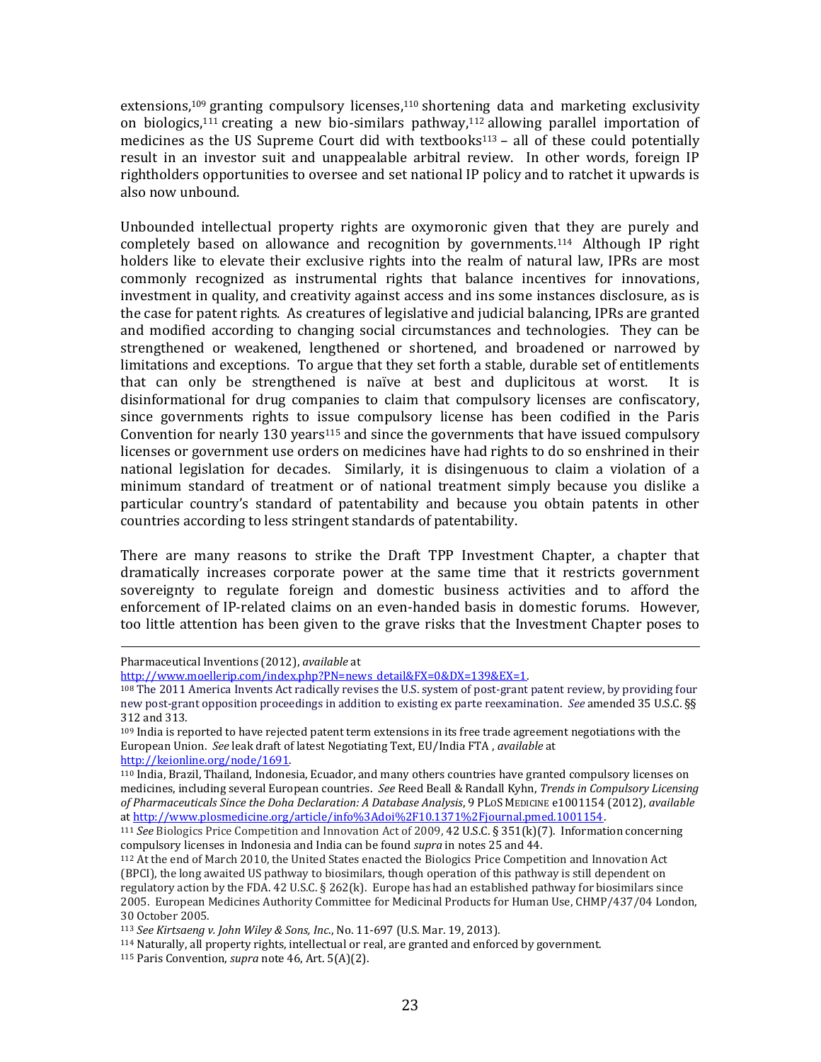extensions,[109] granting compulsory licenses,[110] shortening data and marketing exclusivity on biologics,[111] creating a new bio-similars pathway,[112] allowing parallel importation of medicines as the US Supreme Court did with textbooks[113] – all of these could potentially result in an investor suit and unappealable arbitral review. In other words, foreign IP rightholders opportunities to oversee and set national IP policy and to ratchet it upwards is also now unbound.

Unbounded intellectual property rights are oxymoronic given that they are purely and completely based on allowance and recognition by governments.[114] Although IP right holders like to elevate their exclusive rights into the realm of natural law, IPRs are most commonly recognized as instrumental rights that balance incentives for innovations, investment in quality, and creativity against access and ins some instances disclosure, as is the case for patent rights. As creatures of legislative and judicial balancing, IPRs are granted and modified according to changing social circumstances and technologies. They can be strengthened or weakened, lengthened or shortened, and broadened or narrowed by limitations and exceptions. To argue that they set forth a stable, durable set of entitlements that can only be strengthened is naïve at best and duplicitous at worst. It is disinformational for drug companies to claim that compulsory licenses are confiscatory, since governments rights to issue compulsory license has been codified in the Paris Convention for nearly 130 years[115] and since the governments that have issued compulsory licenses or government use orders on medicines have had rights to do so enshrined in their national legislation for decades. Similarly, it is disingenuous to claim a violation of a minimum standard of treatment or of national treatment simply because you dislike a particular country's standard of patentability and because you obtain patents in other countries according to less stringent standards of patentability.

There are many reasons to strike the Draft TPP Investment Chapter, a chapter that dramatically increases corporate power at the same time that it restricts government sovereignty to regulate foreign and domestic business activities and to afford the enforcement of IP-related claims on an even-handed basis in domestic forums. However, too little attention has been given to the grave risks that the Investment Chapter poses to

---

Pharmaceutical Inventions (2012), *available* at http://www.moellerip.com/index.php?PN=news_detail&FX=0&DX=139&EX=1.

[108] The 2011 America Invents Act radically revises the U.S. system of post-grant patent review, by providing four new post-grant opposition proceedings in addition to existing ex parte reexamination. *See* amended 35 U.S.C. §§ 312 and 313.

[109] India is reported to have rejected patent term extensions in its free trade agreement negotiations with the European Union. *See* leak draft of latest Negotiating Text, EU/India FTA , *available* at http://keionline.org/node/1691.

[110] India, Brazil, Thailand, Indonesia, Ecuador, and many others countries have granted compulsory licenses on medicines, including several European countries. *See* Reed Beall & Randall Kyhn, *Trends in Compulsory Licensing of Pharmaceuticals Since the Doha Declaration: A Database Analysis*, 9 PLoS MEDICINE e1001154 (2012), *available* at http://www.plosmedicine.org/article/info%3Adoi%2F10.1371%2Fjournal.pmed.1001154.

[111] *See* Biologics Price Competition and Innovation Act of 2009, 42 U.S.C. § 351(k)(7). Information concerning compulsory licenses in Indonesia and India can be found *supra* in notes 25 and 44.

[112] At the end of March 2010, the United States enacted the Biologics Price Competition and Innovation Act (BPCI), the long awaited US pathway to biosimilars, though operation of this pathway is still dependent on regulatory action by the FDA. 42 U.S.C. § 262(k). Europe has had an established pathway for biosimilars since 2005. European Medicines Authority Committee for Medicinal Products for Human Use, CHMP/437/04 London, 30 October 2005.

[113] *See Kirtsaeng v. John Wiley & Sons, Inc.*, No. 11-697 (U.S. Mar. 19, 2013).

[114] Naturally, all property rights, intellectual or real, are granted and enforced by government.

[115] Paris Convention, *supra* note 46, Art. 5(A)(2).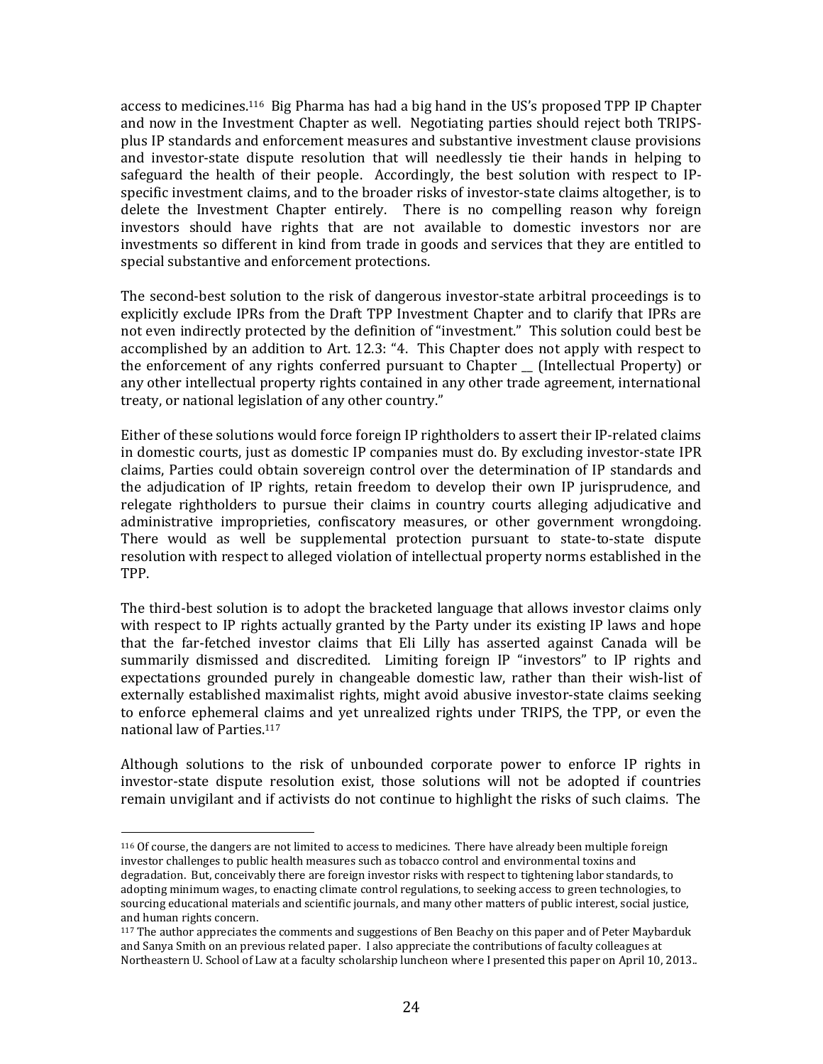access to medicines.[116] Big Pharma has had a big hand in the US's proposed TPP IP Chapter and now in the Investment Chapter as well. Negotiating parties should reject both TRIPS-plus IP standards and enforcement measures and substantive investment clause provisions and investor-state dispute resolution that will needlessly tie their hands in helping to safeguard the health of their people. Accordingly, the best solution with respect to IP-specific investment claims, and to the broader risks of investor-state claims altogether, is to delete the Investment Chapter entirely. There is no compelling reason why foreign investors should have rights that are not available to domestic investors nor are investments so different in kind from trade in goods and services that they are entitled to special substantive and enforcement protections.

The second-best solution to the risk of dangerous investor-state arbitral proceedings is to explicitly exclude IPRs from the Draft TPP Investment Chapter and to clarify that IPRs are not even indirectly protected by the definition of "investment." This solution could best be accomplished by an addition to Art. 12.3: "4. This Chapter does not apply with respect to the enforcement of any rights conferred pursuant to Chapter __ (Intellectual Property) or any other intellectual property rights contained in any other trade agreement, international treaty, or national legislation of any other country."

Either of these solutions would force foreign IP rightholders to assert their IP-related claims in domestic courts, just as domestic IP companies must do. By excluding investor-state IPR claims, Parties could obtain sovereign control over the determination of IP standards and the adjudication of IP rights, retain freedom to develop their own IP jurisprudence, and relegate rightholders to pursue their claims in country courts alleging adjudicative and administrative improprieties, confiscatory measures, or other government wrongdoing. There would as well be supplemental protection pursuant to state-to-state dispute resolution with respect to alleged violation of intellectual property norms established in the TPP.

The third-best solution is to adopt the bracketed language that allows investor claims only with respect to IP rights actually granted by the Party under its existing IP laws and hope that the far-fetched investor claims that Eli Lilly has asserted against Canada will be summarily dismissed and discredited. Limiting foreign IP "investors" to IP rights and expectations grounded purely in changeable domestic law, rather than their wish-list of externally established maximalist rights, might avoid abusive investor-state claims seeking to enforce ephemeral claims and yet unrealized rights under TRIPS, the TPP, or even the national law of Parties.[117]

Although solutions to the risk of unbounded corporate power to enforce IP rights in investor-state dispute resolution exist, those solutions will not be adopted if countries remain unvigilant and if activists do not continue to highlight the risks of such claims. The

---

[116] Of course, the dangers are not limited to access to medicines. There have already been multiple foreign investor challenges to public health measures such as tobacco control and environmental toxins and degradation. But, conceivably there are foreign investor risks with respect to tightening labor standards, to adopting minimum wages, to enacting climate control regulations, to seeking access to green technologies, to sourcing educational materials and scientific journals, and many other matters of public interest, social justice, and human rights concern.

[117] The author appreciates the comments and suggestions of Ben Beachy on this paper and of Peter Maybarduk and Sanya Smith on a previous related paper. I also appreciate the contributions of faculty colleagues at Northeastern U. School of Law at a faculty scholarship luncheon where I presented this paper on April 10, 2013..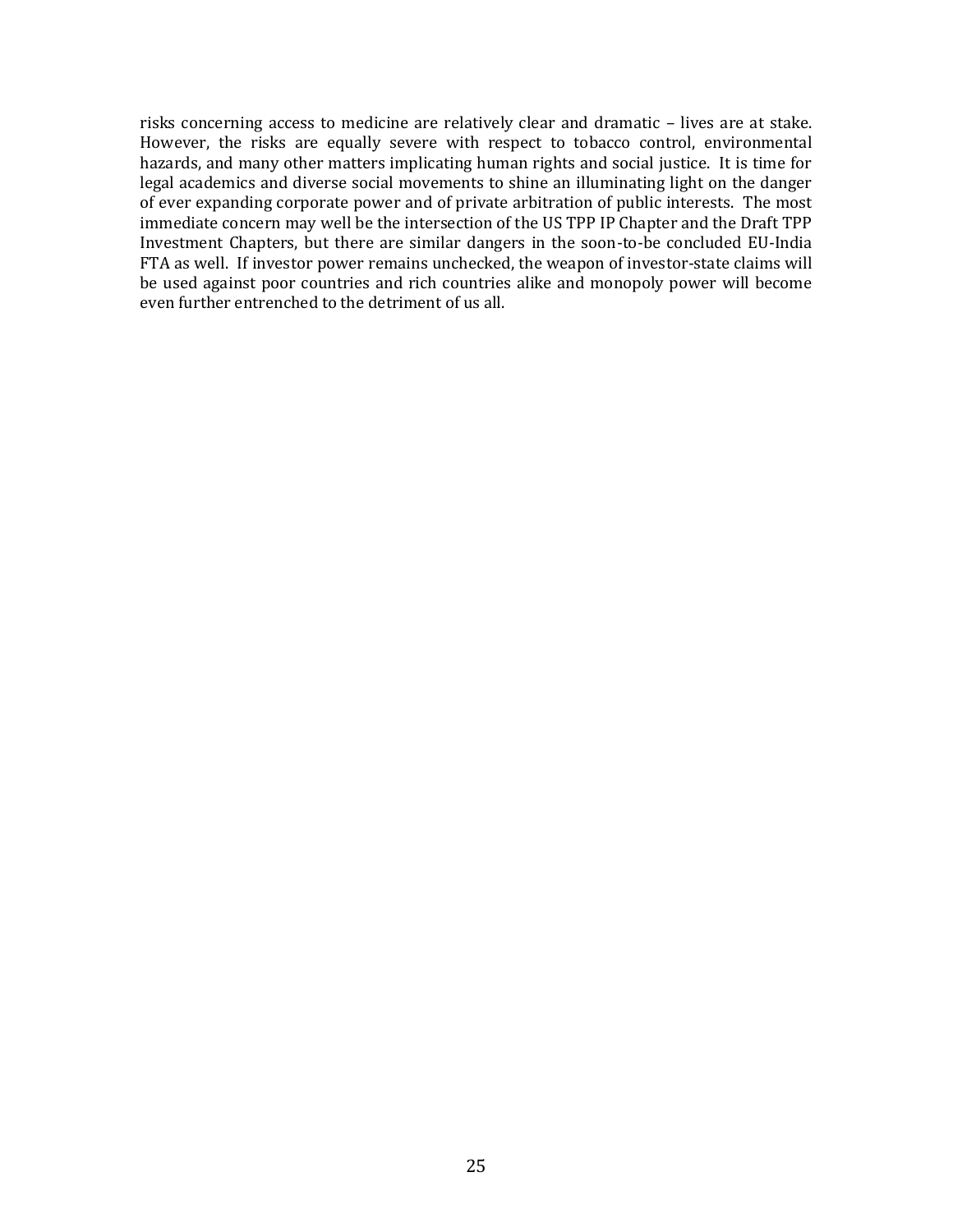risks concerning access to medicine are relatively clear and dramatic – lives are at stake. However, the risks are equally severe with respect to tobacco control, environmental hazards, and many other matters implicating human rights and social justice. It is time for legal academics and diverse social movements to shine an illuminating light on the danger of ever expanding corporate power and of private arbitration of public interests. The most immediate concern may well be the intersection of the US TPP IP Chapter and the Draft TPP Investment Chapters, but there are similar dangers in the soon-to-be concluded EU-India FTA as well. If investor power remains unchecked, the weapon of investor-state claims will be used against poor countries and rich countries alike and monopoly power will become even further entrenched to the detriment of us all.